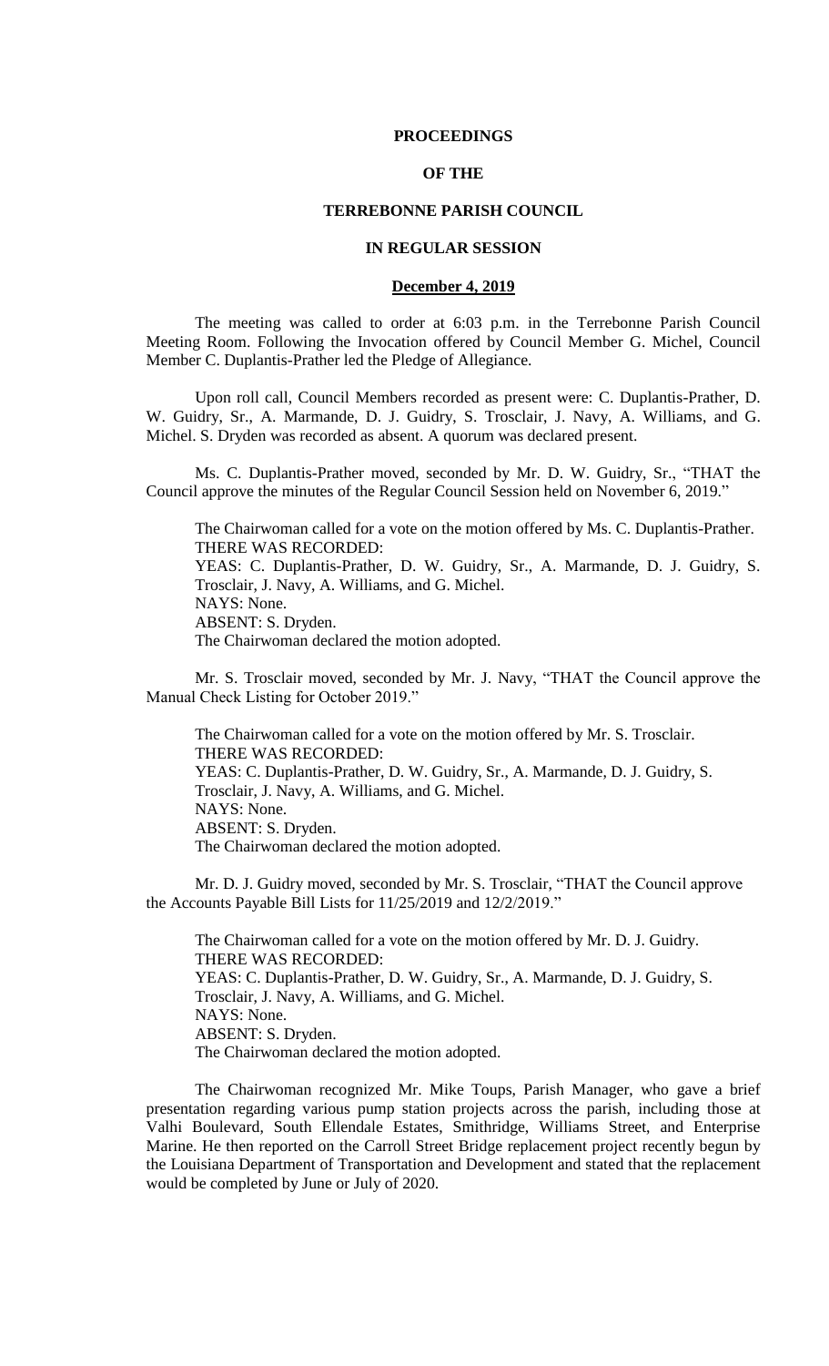**PROCEEDINGS**

**OF THE**

**TERREBONNE PARISH COUNCIL**

**IN REGULAR SESSION**

**December 4, 2019**

The meeting was called to order at 6:03 p.m. in the Terrebonne Parish Council Meeting Room. Following the Invocation offered by Council Member G. Michel, Council Member C. Duplantis-Prather led the Pledge of Allegiance.

Upon roll call, Council Members recorded as present were: C. Duplantis-Prather, D. W. Guidry, Sr., A. Marmande, D. J. Guidry, S. Trosclair, J. Navy, A. Williams, and G. Michel. S. Dryden was recorded as absent. A quorum was declared present.

Ms. C. Duplantis-Prather moved, seconded by Mr. D. W. Guidry, Sr., "THAT the Council approve the minutes of the Regular Council Session held on November 6, 2019."

The Chairwoman called for a vote on the motion offered by Ms. C. Duplantis-Prather.
THERE WAS RECORDED:
YEAS: C. Duplantis-Prather, D. W. Guidry, Sr., A. Marmande, D. J. Guidry, S. Trosclair, J. Navy, A. Williams, and G. Michel.
NAYS: None.
ABSENT: S. Dryden.
The Chairwoman declared the motion adopted.

Mr. S. Trosclair moved, seconded by Mr. J. Navy, "THAT the Council approve the Manual Check Listing for October 2019."

The Chairwoman called for a vote on the motion offered by Mr. S. Trosclair.
THERE WAS RECORDED:
YEAS: C. Duplantis-Prather, D. W. Guidry, Sr., A. Marmande, D. J. Guidry, S. Trosclair, J. Navy, A. Williams, and G. Michel.
NAYS: None.
ABSENT: S. Dryden.
The Chairwoman declared the motion adopted.

Mr. D. J. Guidry moved, seconded by Mr. S. Trosclair, "THAT the Council approve the Accounts Payable Bill Lists for 11/25/2019 and 12/2/2019."

The Chairwoman called for a vote on the motion offered by Mr. D. J. Guidry.
THERE WAS RECORDED:
YEAS: C. Duplantis-Prather, D. W. Guidry, Sr., A. Marmande, D. J. Guidry, S. Trosclair, J. Navy, A. Williams, and G. Michel.
NAYS: None.
ABSENT: S. Dryden.
The Chairwoman declared the motion adopted.

The Chairwoman recognized Mr. Mike Toups, Parish Manager, who gave a brief presentation regarding various pump station projects across the parish, including those at Valhi Boulevard, South Ellendale Estates, Smithridge, Williams Street, and Enterprise Marine. He then reported on the Carroll Street Bridge replacement project recently begun by the Louisiana Department of Transportation and Development and stated that the replacement would be completed by June or July of 2020.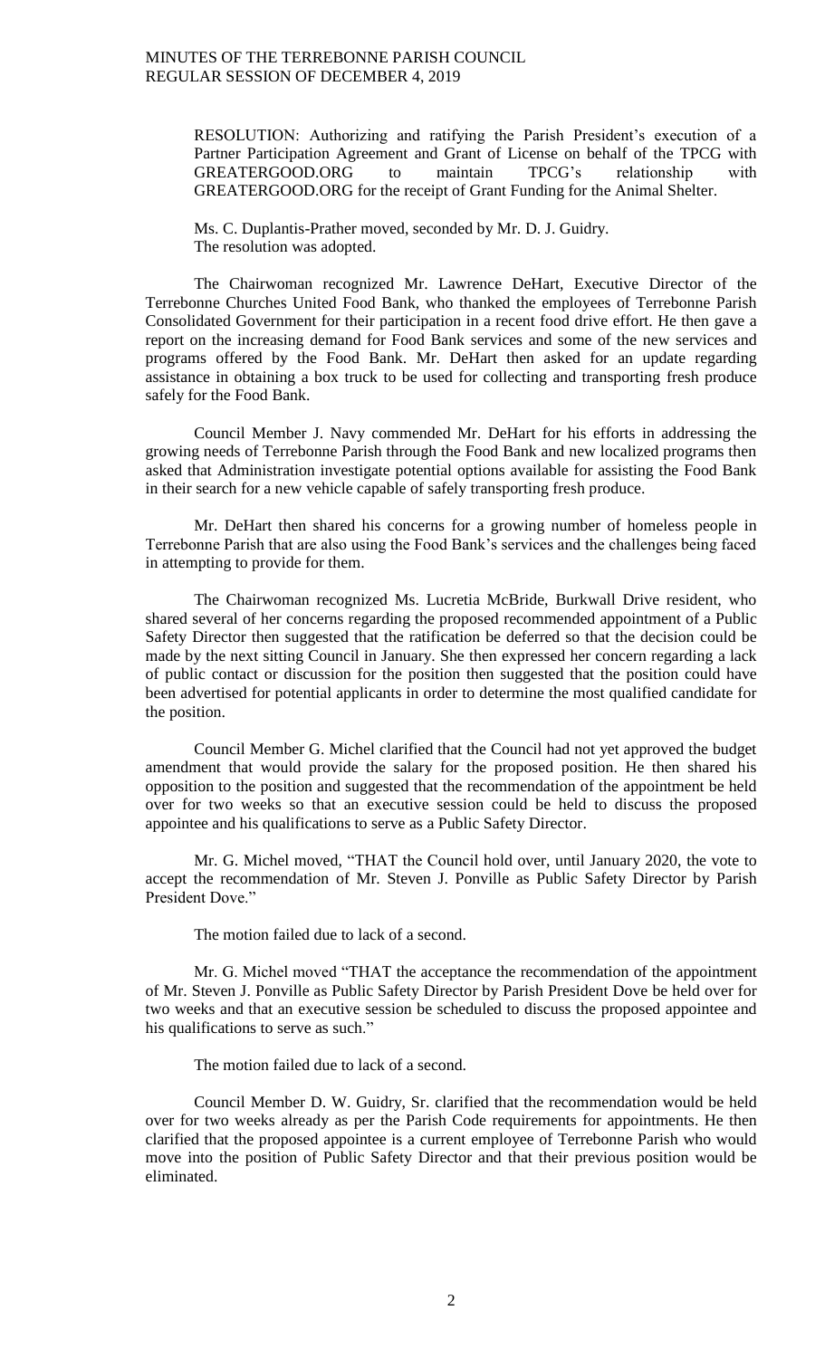RESOLUTION: Authorizing and ratifying the Parish President's execution of a Partner Participation Agreement and Grant of License on behalf of the TPCG with GREATERGOOD.ORG to maintain TPCG's relationship with GREATERGOOD.ORG for the receipt of Grant Funding for the Animal Shelter.

Ms. C. Duplantis-Prather moved, seconded by Mr. D. J. Guidry.
The resolution was adopted.

The Chairwoman recognized Mr. Lawrence DeHart, Executive Director of the Terrebonne Churches United Food Bank, who thanked the employees of Terrebonne Parish Consolidated Government for their participation in a recent food drive effort. He then gave a report on the increasing demand for Food Bank services and some of the new services and programs offered by the Food Bank. Mr. DeHart then asked for an update regarding assistance in obtaining a box truck to be used for collecting and transporting fresh produce safely for the Food Bank.

Council Member J. Navy commended Mr. DeHart for his efforts in addressing the growing needs of Terrebonne Parish through the Food Bank and new localized programs then asked that Administration investigate potential options available for assisting the Food Bank in their search for a new vehicle capable of safely transporting fresh produce.

Mr. DeHart then shared his concerns for a growing number of homeless people in Terrebonne Parish that are also using the Food Bank's services and the challenges being faced in attempting to provide for them.

The Chairwoman recognized Ms. Lucretia McBride, Burkwall Drive resident, who shared several of her concerns regarding the proposed recommended appointment of a Public Safety Director then suggested that the ratification be deferred so that the decision could be made by the next sitting Council in January. She then expressed her concern regarding a lack of public contact or discussion for the position then suggested that the position could have been advertised for potential applicants in order to determine the most qualified candidate for the position.

Council Member G. Michel clarified that the Council had not yet approved the budget amendment that would provide the salary for the proposed position. He then shared his opposition to the position and suggested that the recommendation of the appointment be held over for two weeks so that an executive session could be held to discuss the proposed appointee and his qualifications to serve as a Public Safety Director.

Mr. G. Michel moved, "THAT the Council hold over, until January 2020, the vote to accept the recommendation of Mr. Steven J. Ponville as Public Safety Director by Parish President Dove."

The motion failed due to lack of a second.

Mr. G. Michel moved "THAT the acceptance the recommendation of the appointment of Mr. Steven J. Ponville as Public Safety Director by Parish President Dove be held over for two weeks and that an executive session be scheduled to discuss the proposed appointee and his qualifications to serve as such."

The motion failed due to lack of a second.

Council Member D. W. Guidry, Sr. clarified that the recommendation would be held over for two weeks already as per the Parish Code requirements for appointments. He then clarified that the proposed appointee is a current employee of Terrebonne Parish who would move into the position of Public Safety Director and that their previous position would be eliminated.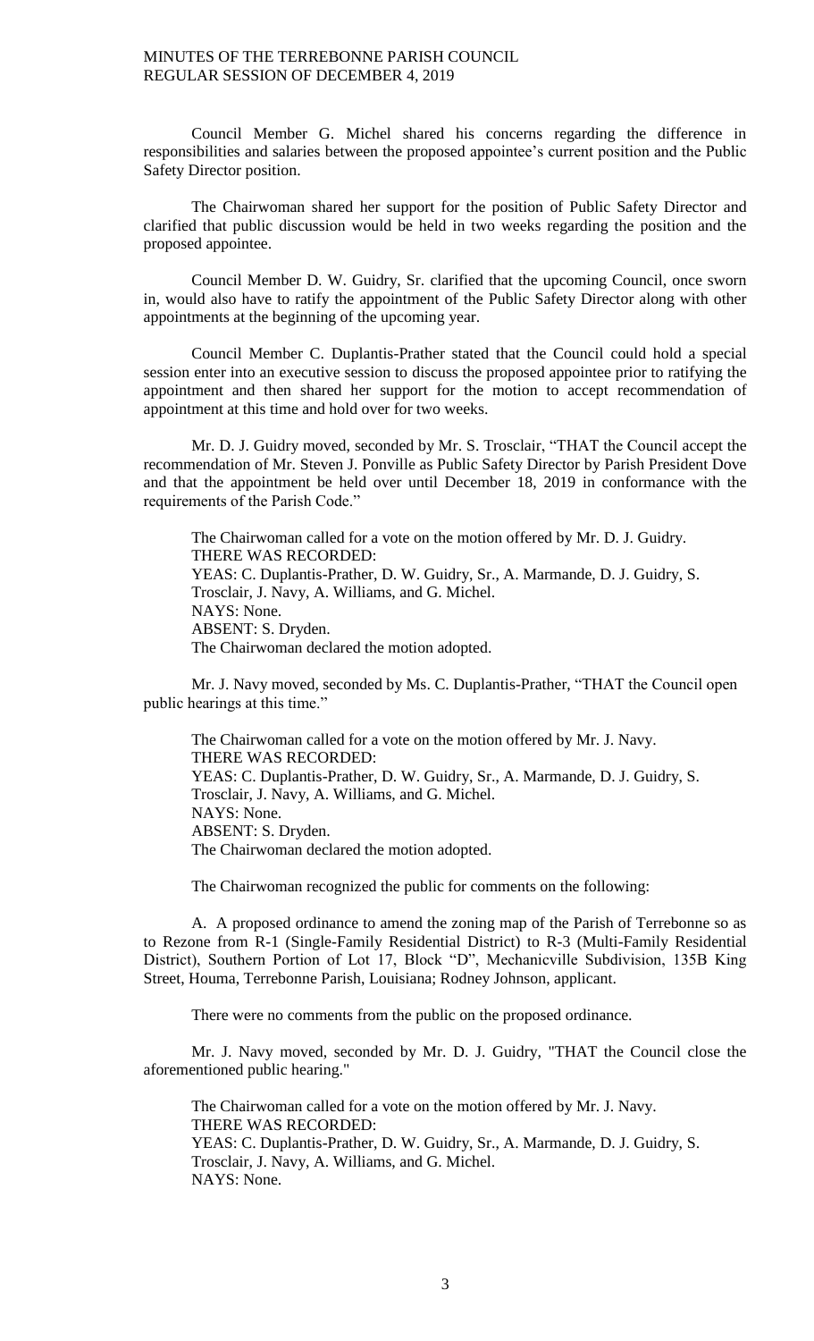Council Member G. Michel shared his concerns regarding the difference in responsibilities and salaries between the proposed appointee's current position and the Public Safety Director position.

The Chairwoman shared her support for the position of Public Safety Director and clarified that public discussion would be held in two weeks regarding the position and the proposed appointee.

Council Member D. W. Guidry, Sr. clarified that the upcoming Council, once sworn in, would also have to ratify the appointment of the Public Safety Director along with other appointments at the beginning of the upcoming year.

Council Member C. Duplantis-Prather stated that the Council could hold a special session enter into an executive session to discuss the proposed appointee prior to ratifying the appointment and then shared her support for the motion to accept recommendation of appointment at this time and hold over for two weeks.

Mr. D. J. Guidry moved, seconded by Mr. S. Trosclair, "THAT the Council accept the recommendation of Mr. Steven J. Ponville as Public Safety Director by Parish President Dove and that the appointment be held over until December 18, 2019 in conformance with the requirements of the Parish Code."

> The Chairwoman called for a vote on the motion offered by Mr. D. J. Guidry.
> THERE WAS RECORDED:
> YEAS: C. Duplantis-Prather, D. W. Guidry, Sr., A. Marmande, D. J. Guidry, S. Trosclair, J. Navy, A. Williams, and G. Michel.
> NAYS: None.
> ABSENT: S. Dryden.
> The Chairwoman declared the motion adopted.

Mr. J. Navy moved, seconded by Ms. C. Duplantis-Prather, "THAT the Council open public hearings at this time."

> The Chairwoman called for a vote on the motion offered by Mr. J. Navy.
> THERE WAS RECORDED:
> YEAS: C. Duplantis-Prather, D. W. Guidry, Sr., A. Marmande, D. J. Guidry, S. Trosclair, J. Navy, A. Williams, and G. Michel.
> NAYS: None.
> ABSENT: S. Dryden.
> The Chairwoman declared the motion adopted.

The Chairwoman recognized the public for comments on the following:

A. A proposed ordinance to amend the zoning map of the Parish of Terrebonne so as to Rezone from R-1 (Single-Family Residential District) to R-3 (Multi-Family Residential District), Southern Portion of Lot 17, Block "D", Mechanicville Subdivision, 135B King Street, Houma, Terrebonne Parish, Louisiana; Rodney Johnson, applicant.

There were no comments from the public on the proposed ordinance.

Mr. J. Navy moved, seconded by Mr. D. J. Guidry, "THAT the Council close the aforementioned public hearing."

> The Chairwoman called for a vote on the motion offered by Mr. J. Navy.
> THERE WAS RECORDED:
> YEAS: C. Duplantis-Prather, D. W. Guidry, Sr., A. Marmande, D. J. Guidry, S. Trosclair, J. Navy, A. Williams, and G. Michel.
> NAYS: None.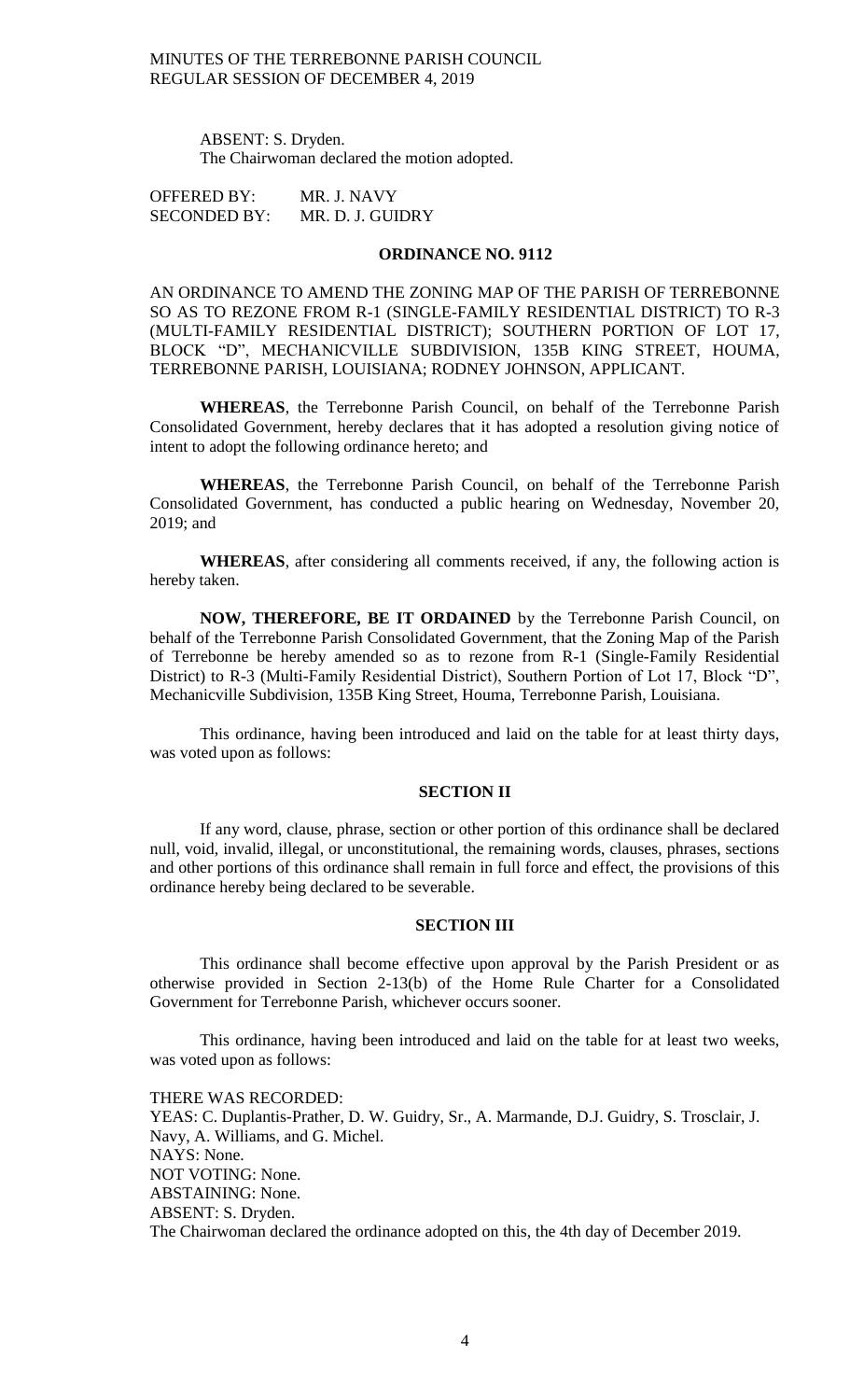ABSENT: S. Dryden.
The Chairwoman declared the motion adopted.

OFFERED BY: MR. J. NAVY
SECONDED BY: MR. D. J. GUIDRY

## ORDINANCE NO. 9112

AN ORDINANCE TO AMEND THE ZONING MAP OF THE PARISH OF TERREBONNE SO AS TO REZONE FROM R-1 (SINGLE-FAMILY RESIDENTIAL DISTRICT) TO R-3 (MULTI-FAMILY RESIDENTIAL DISTRICT); SOUTHERN PORTION OF LOT 17, BLOCK "D", MECHANICVILLE SUBDIVISION, 135B KING STREET, HOUMA, TERREBONNE PARISH, LOUISIANA; RODNEY JOHNSON, APPLICANT.

**WHEREAS**, the Terrebonne Parish Council, on behalf of the Terrebonne Parish Consolidated Government, hereby declares that it has adopted a resolution giving notice of intent to adopt the following ordinance hereto; and

**WHEREAS**, the Terrebonne Parish Council, on behalf of the Terrebonne Parish Consolidated Government, has conducted a public hearing on Wednesday, November 20, 2019; and

**WHEREAS**, after considering all comments received, if any, the following action is hereby taken.

**NOW, THEREFORE, BE IT ORDAINED** by the Terrebonne Parish Council, on behalf of the Terrebonne Parish Consolidated Government, that the Zoning Map of the Parish of Terrebonne be hereby amended so as to rezone from R-1 (Single-Family Residential District) to R-3 (Multi-Family Residential District), Southern Portion of Lot 17, Block "D", Mechanicville Subdivision, 135B King Street, Houma, Terrebonne Parish, Louisiana.

This ordinance, having been introduced and laid on the table for at least thirty days, was voted upon as follows:

### SECTION II

If any word, clause, phrase, section or other portion of this ordinance shall be declared null, void, invalid, illegal, or unconstitutional, the remaining words, clauses, phrases, sections and other portions of this ordinance shall remain in full force and effect, the provisions of this ordinance hereby being declared to be severable.

### SECTION III

This ordinance shall become effective upon approval by the Parish President or as otherwise provided in Section 2-13(b) of the Home Rule Charter for a Consolidated Government for Terrebonne Parish, whichever occurs sooner.

This ordinance, having been introduced and laid on the table for at least two weeks, was voted upon as follows:

THERE WAS RECORDED:
YEAS: C. Duplantis-Prather, D. W. Guidry, Sr., A. Marmande, D.J. Guidry, S. Trosclair, J. Navy, A. Williams, and G. Michel.
NAYS: None.
NOT VOTING: None.
ABSTAINING: None.
ABSENT: S. Dryden.
The Chairwoman declared the ordinance adopted on this, the 4th day of December 2019.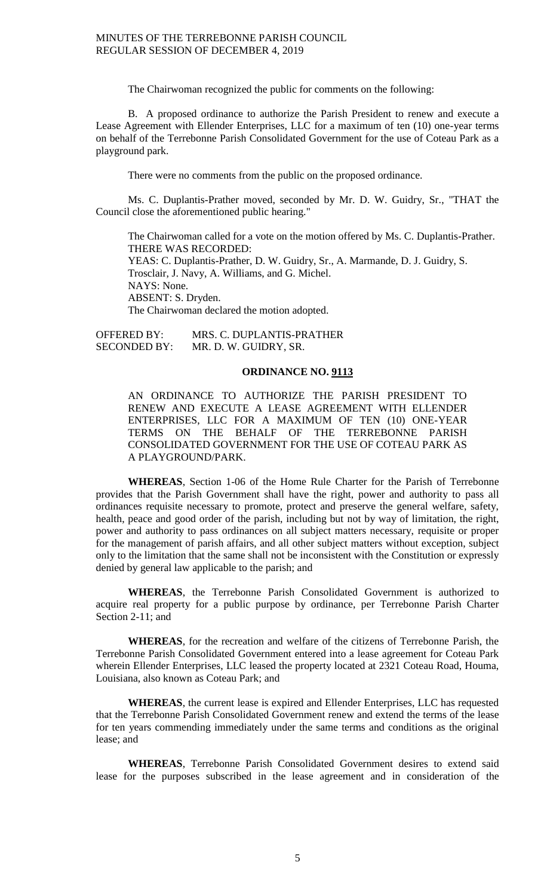The Chairwoman recognized the public for comments on the following:

B. A proposed ordinance to authorize the Parish President to renew and execute a Lease Agreement with Ellender Enterprises, LLC for a maximum of ten (10) one-year terms on behalf of the Terrebonne Parish Consolidated Government for the use of Coteau Park as a playground park.

There were no comments from the public on the proposed ordinance.

Ms. C. Duplantis-Prather moved, seconded by Mr. D. W. Guidry, Sr., "THAT the Council close the aforementioned public hearing."

The Chairwoman called for a vote on the motion offered by Ms. C. Duplantis-Prather.
THERE WAS RECORDED:
YEAS: C. Duplantis-Prather, D. W. Guidry, Sr., A. Marmande, D. J. Guidry, S. Trosclair, J. Navy, A. Williams, and G. Michel.
NAYS: None.
ABSENT: S. Dryden.
The Chairwoman declared the motion adopted.

OFFERED BY: MRS. C. DUPLANTIS-PRATHER
SECONDED BY: MR. D. W. GUIDRY, SR.

**ORDINANCE NO. 9113**

AN ORDINANCE TO AUTHORIZE THE PARISH PRESIDENT TO RENEW AND EXECUTE A LEASE AGREEMENT WITH ELLENDER ENTERPRISES, LLC FOR A MAXIMUM OF TEN (10) ONE-YEAR TERMS ON THE BEHALF OF THE TERREBONNE PARISH CONSOLIDATED GOVERNMENT FOR THE USE OF COTEAU PARK AS A PLAYGROUND/PARK.

**WHEREAS**, Section 1-06 of the Home Rule Charter for the Parish of Terrebonne provides that the Parish Government shall have the right, power and authority to pass all ordinances requisite necessary to promote, protect and preserve the general welfare, safety, health, peace and good order of the parish, including but not by way of limitation, the right, power and authority to pass ordinances on all subject matters necessary, requisite or proper for the management of parish affairs, and all other subject matters without exception, subject only to the limitation that the same shall not be inconsistent with the Constitution or expressly denied by general law applicable to the parish; and

**WHEREAS**, the Terrebonne Parish Consolidated Government is authorized to acquire real property for a public purpose by ordinance, per Terrebonne Parish Charter Section 2-11; and

**WHEREAS**, for the recreation and welfare of the citizens of Terrebonne Parish, the Terrebonne Parish Consolidated Government entered into a lease agreement for Coteau Park wherein Ellender Enterprises, LLC leased the property located at 2321 Coteau Road, Houma, Louisiana, also known as Coteau Park; and

**WHEREAS**, the current lease is expired and Ellender Enterprises, LLC has requested that the Terrebonne Parish Consolidated Government renew and extend the terms of the lease for ten years commending immediately under the same terms and conditions as the original lease; and

**WHEREAS**, Terrebonne Parish Consolidated Government desires to extend said lease for the purposes subscribed in the lease agreement and in consideration of the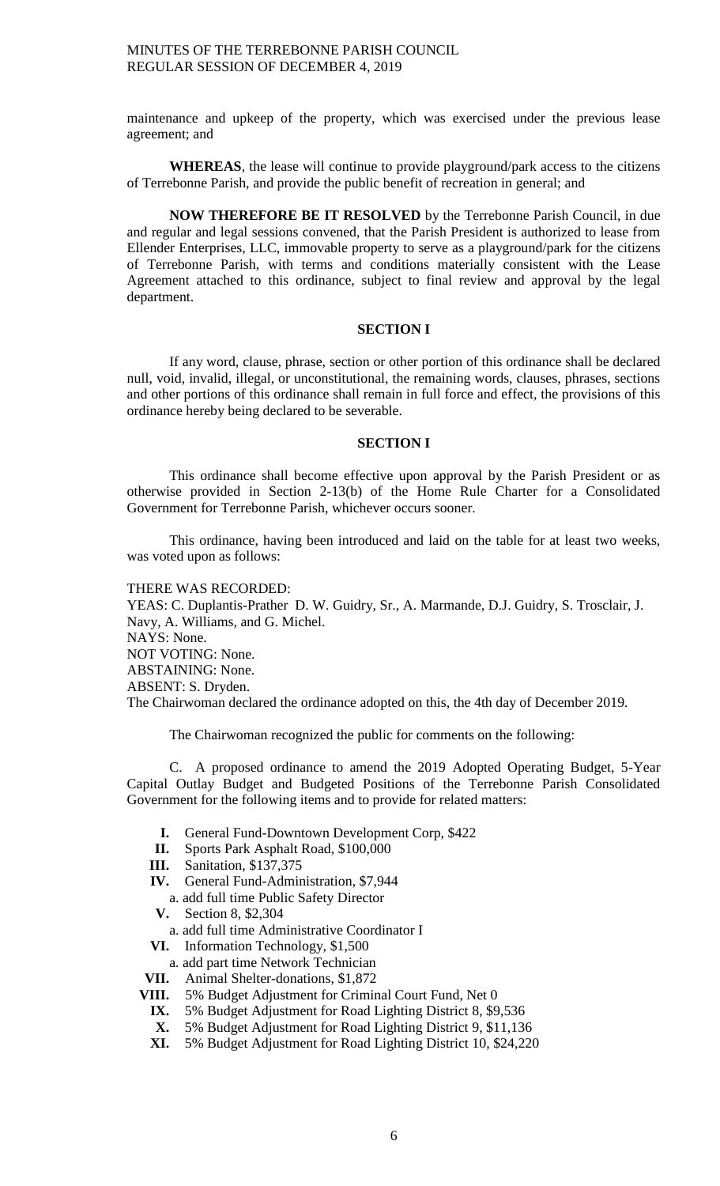maintenance and upkeep of the property, which was exercised under the previous lease agreement; and

**WHEREAS**, the lease will continue to provide playground/park access to the citizens of Terrebonne Parish, and provide the public benefit of recreation in general; and

**NOW THEREFORE BE IT RESOLVED** by the Terrebonne Parish Council, in due and regular and legal sessions convened, that the Parish President is authorized to lease from Ellender Enterprises, LLC, immovable property to serve as a playground/park for the citizens of Terrebonne Parish, with terms and conditions materially consistent with the Lease Agreement attached to this ordinance, subject to final review and approval by the legal department.

**SECTION I**

If any word, clause, phrase, section or other portion of this ordinance shall be declared null, void, invalid, illegal, or unconstitutional, the remaining words, clauses, phrases, sections and other portions of this ordinance shall remain in full force and effect, the provisions of this ordinance hereby being declared to be severable.

**SECTION I**

This ordinance shall become effective upon approval by the Parish President or as otherwise provided in Section 2-13(b) of the Home Rule Charter for a Consolidated Government for Terrebonne Parish, whichever occurs sooner.

This ordinance, having been introduced and laid on the table for at least two weeks, was voted upon as follows:

THERE WAS RECORDED:
YEAS: C. Duplantis-Prather D. W. Guidry, Sr., A. Marmande, D.J. Guidry, S. Trosclair, J. Navy, A. Williams, and G. Michel.
NAYS: None.
NOT VOTING: None.
ABSTAINING: None.
ABSENT: S. Dryden.
The Chairwoman declared the ordinance adopted on this, the 4th day of December 2019.

The Chairwoman recognized the public for comments on the following:

C. A proposed ordinance to amend the 2019 Adopted Operating Budget, 5-Year Capital Outlay Budget and Budgeted Positions of the Terrebonne Parish Consolidated Government for the following items and to provide for related matters:

- **I.** General Fund-Downtown Development Corp, $422
- **II.** Sports Park Asphalt Road, $100,000
- **III.** Sanitation, $137,375
- **IV.** General Fund-Administration, $7,944
  - a. add full time Public Safety Director
- **V.** Section 8, $2,304
  - a. add full time Administrative Coordinator I
- **VI.** Information Technology, $1,500
  - a. add part time Network Technician
- **VII.** Animal Shelter-donations, $1,872
- **VIII.** 5% Budget Adjustment for Criminal Court Fund, Net 0
- **IX.** 5% Budget Adjustment for Road Lighting District 8, $9,536
- **X.** 5% Budget Adjustment for Road Lighting District 9, $11,136
- **XI.** 5% Budget Adjustment for Road Lighting District 10, $24,220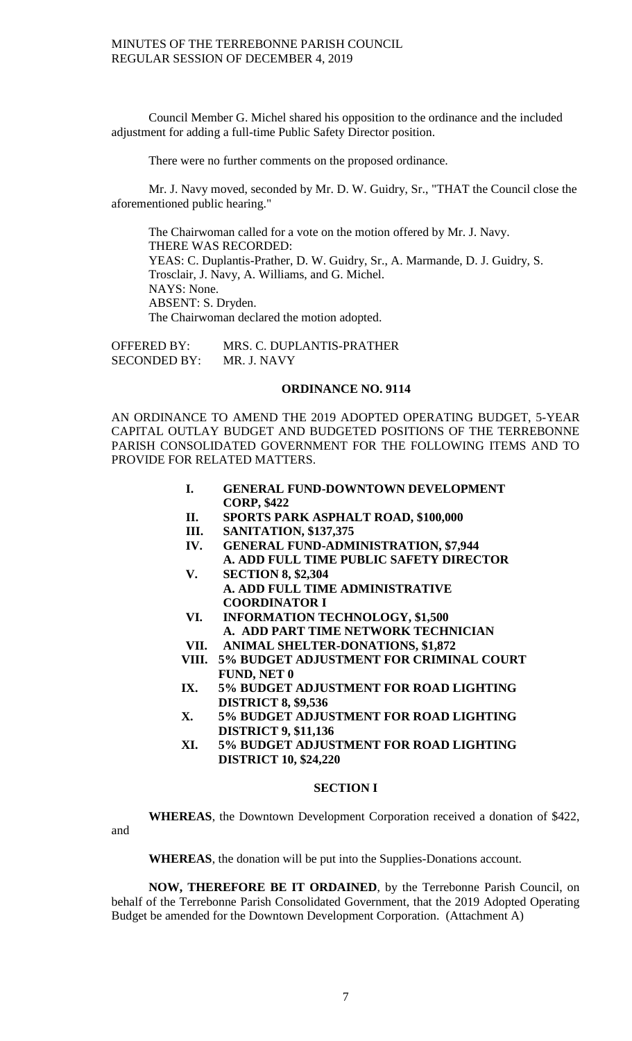Council Member G. Michel shared his opposition to the ordinance and the included adjustment for adding a full-time Public Safety Director position.

There were no further comments on the proposed ordinance.

Mr. J. Navy moved, seconded by Mr. D. W. Guidry, Sr., "THAT the Council close the aforementioned public hearing."

The Chairwoman called for a vote on the motion offered by Mr. J. Navy.
THERE WAS RECORDED:
YEAS: C. Duplantis-Prather, D. W. Guidry, Sr., A. Marmande, D. J. Guidry, S. Trosclair, J. Navy, A. Williams, and G. Michel.
NAYS: None.
ABSENT: S. Dryden.
The Chairwoman declared the motion adopted.

OFFERED BY: MRS. C. DUPLANTIS-PRATHER
SECONDED BY: MR. J. NAVY

**ORDINANCE NO. 9114**

AN ORDINANCE TO AMEND THE 2019 ADOPTED OPERATING BUDGET, 5-YEAR CAPITAL OUTLAY BUDGET AND BUDGETED POSITIONS OF THE TERREBONNE PARISH CONSOLIDATED GOVERNMENT FOR THE FOLLOWING ITEMS AND TO PROVIDE FOR RELATED MATTERS.

- **I. GENERAL FUND-DOWNTOWN DEVELOPMENT CORP, $422**
- **II. SPORTS PARK ASPHALT ROAD, $100,000**
- **III. SANITATION, $137,375**
- **IV. GENERAL FUND-ADMINISTRATION, $7,944**
  - **A. ADD FULL TIME PUBLIC SAFETY DIRECTOR**
- **V. SECTION 8, $2,304**
  - **A. ADD FULL TIME ADMINISTRATIVE COORDINATOR I**
- **VI. INFORMATION TECHNOLOGY, $1,500**
  - **A. ADD PART TIME NETWORK TECHNICIAN**
- **VII. ANIMAL SHELTER-DONATIONS, $1,872**
- **VIII. 5% BUDGET ADJUSTMENT FOR CRIMINAL COURT FUND, NET 0**
- **IX. 5% BUDGET ADJUSTMENT FOR ROAD LIGHTING DISTRICT 8, $9,536**
- **X. 5% BUDGET ADJUSTMENT FOR ROAD LIGHTING DISTRICT 9, $11,136**
- **XI. 5% BUDGET ADJUSTMENT FOR ROAD LIGHTING DISTRICT 10, $24,220**

**SECTION I**

**WHEREAS**, the Downtown Development Corporation received a donation of $422, and

**WHEREAS**, the donation will be put into the Supplies-Donations account.

**NOW, THEREFORE BE IT ORDAINED**, by the Terrebonne Parish Council, on behalf of the Terrebonne Parish Consolidated Government, that the 2019 Adopted Operating Budget be amended for the Downtown Development Corporation. (Attachment A)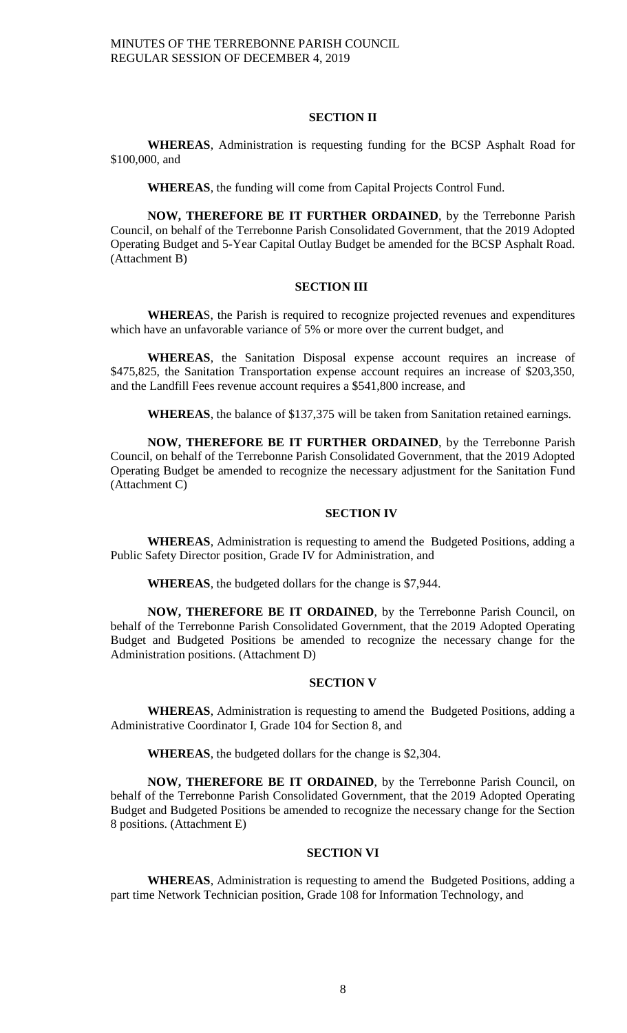## SECTION II

**WHEREAS**, Administration is requesting funding for the BCSP Asphalt Road for \$100,000, and

**WHEREAS**, the funding will come from Capital Projects Control Fund.

**NOW, THEREFORE BE IT FURTHER ORDAINED**, by the Terrebonne Parish Council, on behalf of the Terrebonne Parish Consolidated Government, that the 2019 Adopted Operating Budget and 5-Year Capital Outlay Budget be amended for the BCSP Asphalt Road. (Attachment B)

## SECTION III

**WHEREA**S, the Parish is required to recognize projected revenues and expenditures which have an unfavorable variance of 5% or more over the current budget, and

**WHEREAS**, the Sanitation Disposal expense account requires an increase of \$475,825, the Sanitation Transportation expense account requires an increase of \$203,350, and the Landfill Fees revenue account requires a \$541,800 increase, and

**WHEREAS**, the balance of \$137,375 will be taken from Sanitation retained earnings.

**NOW, THEREFORE BE IT FURTHER ORDAINED**, by the Terrebonne Parish Council, on behalf of the Terrebonne Parish Consolidated Government, that the 2019 Adopted Operating Budget be amended to recognize the necessary adjustment for the Sanitation Fund (Attachment C)

## SECTION IV

**WHEREAS**, Administration is requesting to amend the Budgeted Positions, adding a Public Safety Director position, Grade IV for Administration, and

**WHEREAS**, the budgeted dollars for the change is \$7,944.

**NOW, THEREFORE BE IT ORDAINED**, by the Terrebonne Parish Council, on behalf of the Terrebonne Parish Consolidated Government, that the 2019 Adopted Operating Budget and Budgeted Positions be amended to recognize the necessary change for the Administration positions. (Attachment D)

## SECTION V

**WHEREAS**, Administration is requesting to amend the Budgeted Positions, adding a Administrative Coordinator I, Grade 104 for Section 8, and

**WHEREAS**, the budgeted dollars for the change is \$2,304.

**NOW, THEREFORE BE IT ORDAINED**, by the Terrebonne Parish Council, on behalf of the Terrebonne Parish Consolidated Government, that the 2019 Adopted Operating Budget and Budgeted Positions be amended to recognize the necessary change for the Section 8 positions. (Attachment E)

## SECTION VI

**WHEREAS**, Administration is requesting to amend the Budgeted Positions, adding a part time Network Technician position, Grade 108 for Information Technology, and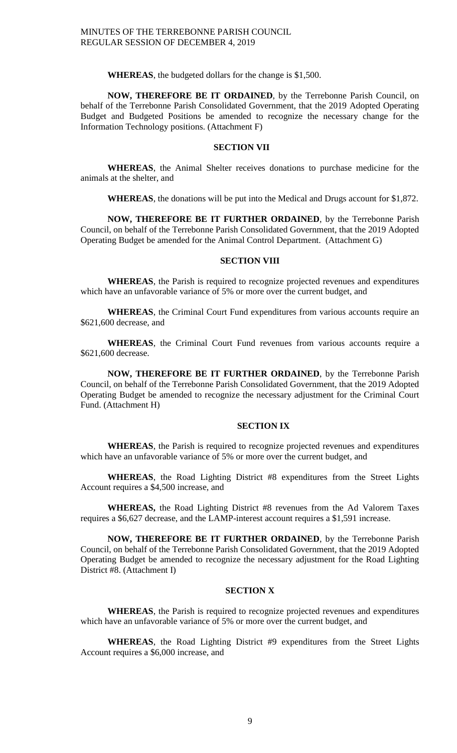**WHEREAS**, the budgeted dollars for the change is $1,500.

**NOW, THEREFORE BE IT ORDAINED**, by the Terrebonne Parish Council, on behalf of the Terrebonne Parish Consolidated Government, that the 2019 Adopted Operating Budget and Budgeted Positions be amended to recognize the necessary change for the Information Technology positions. (Attachment F)

### SECTION VII

**WHEREAS**, the Animal Shelter receives donations to purchase medicine for the animals at the shelter, and

**WHEREAS**, the donations will be put into the Medical and Drugs account for $1,872.

**NOW, THEREFORE BE IT FURTHER ORDAINED**, by the Terrebonne Parish Council, on behalf of the Terrebonne Parish Consolidated Government, that the 2019 Adopted Operating Budget be amended for the Animal Control Department. (Attachment G)

### SECTION VIII

**WHEREAS**, the Parish is required to recognize projected revenues and expenditures which have an unfavorable variance of 5% or more over the current budget, and

**WHEREAS**, the Criminal Court Fund expenditures from various accounts require an $621,600 decrease, and

**WHEREAS**, the Criminal Court Fund revenues from various accounts require a $621,600 decrease.

**NOW, THEREFORE BE IT FURTHER ORDAINED**, by the Terrebonne Parish Council, on behalf of the Terrebonne Parish Consolidated Government, that the 2019 Adopted Operating Budget be amended to recognize the necessary adjustment for the Criminal Court Fund. (Attachment H)

### SECTION IX

**WHEREAS**, the Parish is required to recognize projected revenues and expenditures which have an unfavorable variance of 5% or more over the current budget, and

**WHEREAS**, the Road Lighting District #8 expenditures from the Street Lights Account requires a $4,500 increase, and

**WHEREAS,** the Road Lighting District #8 revenues from the Ad Valorem Taxes requires a $6,627 decrease, and the LAMP-interest account requires a $1,591 increase.

**NOW, THEREFORE BE IT FURTHER ORDAINED**, by the Terrebonne Parish Council, on behalf of the Terrebonne Parish Consolidated Government, that the 2019 Adopted Operating Budget be amended to recognize the necessary adjustment for the Road Lighting District #8. (Attachment I)

### SECTION X

**WHEREAS**, the Parish is required to recognize projected revenues and expenditures which have an unfavorable variance of 5% or more over the current budget, and

**WHEREAS**, the Road Lighting District #9 expenditures from the Street Lights Account requires a $6,000 increase, and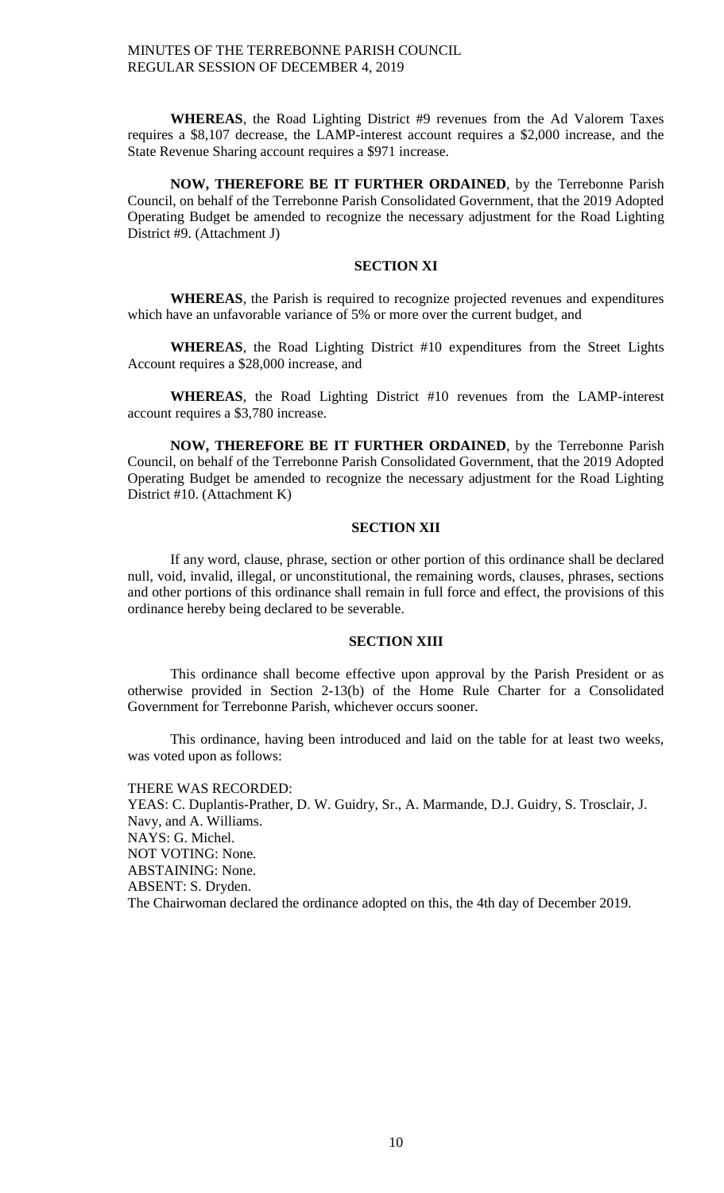**WHEREAS**, the Road Lighting District #9 revenues from the Ad Valorem Taxes requires a $8,107 decrease, the LAMP-interest account requires a $2,000 increase, and the State Revenue Sharing account requires a $971 increase.

**NOW, THEREFORE BE IT FURTHER ORDAINED**, by the Terrebonne Parish Council, on behalf of the Terrebonne Parish Consolidated Government, that the 2019 Adopted Operating Budget be amended to recognize the necessary adjustment for the Road Lighting District #9. (Attachment J)

### SECTION XI

**WHEREAS**, the Parish is required to recognize projected revenues and expenditures which have an unfavorable variance of 5% or more over the current budget, and

**WHEREAS**, the Road Lighting District #10 expenditures from the Street Lights Account requires a $28,000 increase, and

**WHEREAS**, the Road Lighting District #10 revenues from the LAMP-interest account requires a $3,780 increase.

**NOW, THEREFORE BE IT FURTHER ORDAINED**, by the Terrebonne Parish Council, on behalf of the Terrebonne Parish Consolidated Government, that the 2019 Adopted Operating Budget be amended to recognize the necessary adjustment for the Road Lighting District #10. (Attachment K)

### SECTION XII

If any word, clause, phrase, section or other portion of this ordinance shall be declared null, void, invalid, illegal, or unconstitutional, the remaining words, clauses, phrases, sections and other portions of this ordinance shall remain in full force and effect, the provisions of this ordinance hereby being declared to be severable.

### SECTION XIII

This ordinance shall become effective upon approval by the Parish President or as otherwise provided in Section 2-13(b) of the Home Rule Charter for a Consolidated Government for Terrebonne Parish, whichever occurs sooner.

This ordinance, having been introduced and laid on the table for at least two weeks, was voted upon as follows:

THERE WAS RECORDED:
YEAS: C. Duplantis-Prather, D. W. Guidry, Sr., A. Marmande, D.J. Guidry, S. Trosclair, J. Navy, and A. Williams.
NAYS: G. Michel.
NOT VOTING: None.
ABSTAINING: None.
ABSENT: S. Dryden.
The Chairwoman declared the ordinance adopted on this, the 4th day of December 2019.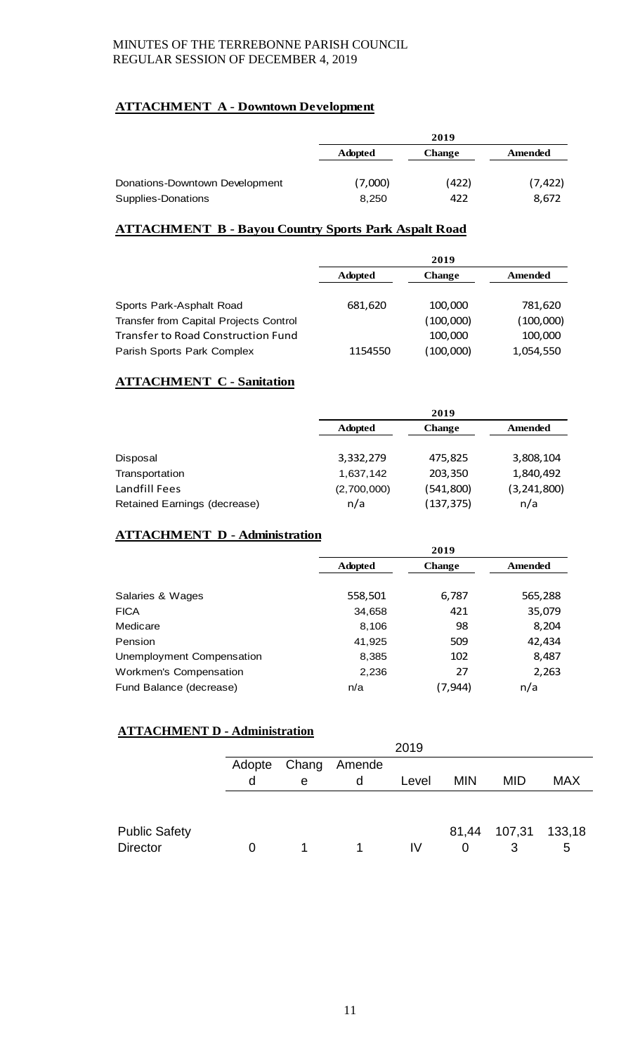## ATTACHMENT A - Downtown Development

| | 2019 | | |
|---|---|---|---|
| | **Adopted** | **Change** | **Amended** |
| Donations-Downtown Development | (7,000) | (422) | (7,422) |
| Supplies-Donations | 8,250 | 422 | 8,672 |

## ATTACHMENT B - Bayou Country Sports Park Aspalt Road

| | 2019 | | |
|---|---|---|---|
| | **Adopted** | **Change** | **Amended** |
| Sports Park-Asphalt Road | 681,620 | 100,000 | 781,620 |
| Transfer from Capital Projects Control | | (100,000) | (100,000) |
| Transfer to Road Construction Fund | | 100,000 | 100,000 |
| Parish Sports Park Complex | 1154550 | (100,000) | 1,054,550 |

## ATTACHMENT C - Sanitation

| | 2019 | | |
|---|---|---|---|
| | **Adopted** | **Change** | **Amended** |
| Disposal | 3,332,279 | 475,825 | 3,808,104 |
| Transportation | 1,637,142 | 203,350 | 1,840,492 |
| Landfill Fees | (2,700,000) | (541,800) | (3,241,800) |
| Retained Earnings (decrease) | n/a | (137,375) | n/a |

## ATTACHMENT D - Administration

| | 2019 | | |
|---|---|---|---|
| | **Adopted** | **Change** | **Amended** |
| Salaries & Wages | 558,501 | 6,787 | 565,288 |
| FICA | 34,658 | 421 | 35,079 |
| Medicare | 8,106 | 98 | 8,204 |
| Pension | 41,925 | 509 | 42,434 |
| Unemployment Compensation | 8,385 | 102 | 8,487 |
| Workmen's Compensation | 2,236 | 27 | 2,263 |
| Fund Balance (decrease) | n/a | (7,944) | n/a |

## ATTACHMENT D - Administration

| | 2019 | | | | | | |
|---|---|---|---|---|---|---|---|
| | Adopted | Change | Amended | Level | MIN | MID | MAX |
| Public Safety Director | 0 | 1 | 1 | IV | 81,440 | 107,313 | 133,185 |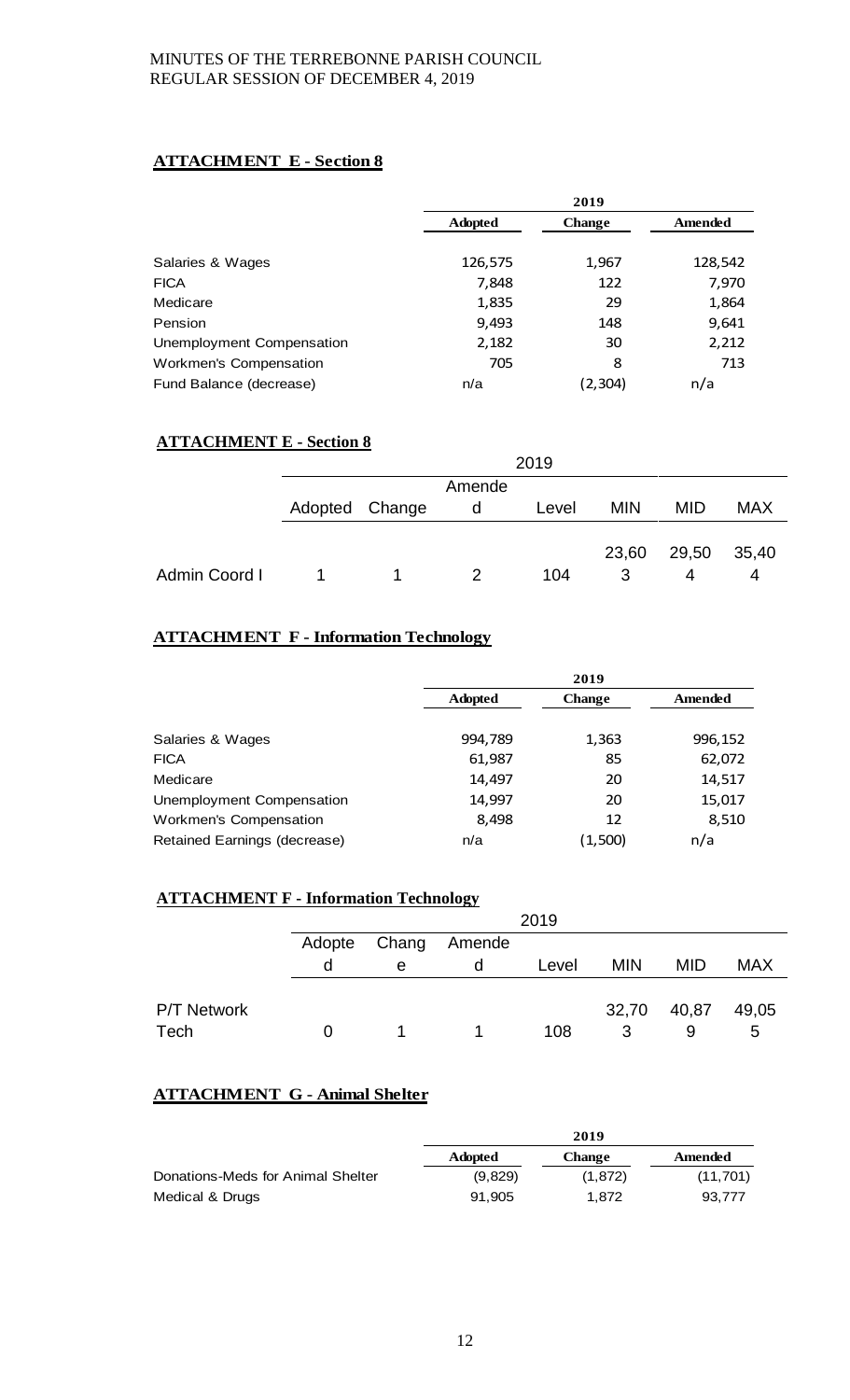**ATTACHMENT E - Section 8**

| | 2019 | | |
|---|---|---|---|
| | **Adopted** | **Change** | **Amended** |
| Salaries & Wages | 126,575 | 1,967 | 128,542 |
| FICA | 7,848 | 122 | 7,970 |
| Medicare | 1,835 | 29 | 1,864 |
| Pension | 9,493 | 148 | 9,641 |
| Unemployment Compensation | 2,182 | 30 | 2,212 |
| Workmen's Compensation | 705 | 8 | 713 |
| Fund Balance (decrease) | n/a | (2,304) | n/a |

**ATTACHMENT E - Section 8**

| | 2019 | | | | | | |
|---|---|---|---|---|---|---|---|
| | Adopted | Change | Amended | Level | MIN | MID | MAX |
| Admin Coord I | 1 | 1 | 2 | 104 | 23,603 | 29,504 | 35,404 |

**ATTACHMENT F - Information Technology**

| | 2019 | | |
|---|---|---|---|
| | **Adopted** | **Change** | **Amended** |
| Salaries & Wages | 994,789 | 1,363 | 996,152 |
| FICA | 61,987 | 85 | 62,072 |
| Medicare | 14,497 | 20 | 14,517 |
| Unemployment Compensation | 14,997 | 20 | 15,017 |
| Workmen's Compensation | 8,498 | 12 | 8,510 |
| Retained Earnings (decrease) | n/a | (1,500) | n/a |

**ATTACHMENT F - Information Technology**

| | 2019 | | | | | | |
|---|---|---|---|---|---|---|---|
| | Adopted | Change | Amended | Level | MIN | MID | MAX |
| P/T Network Tech | 0 | 1 | 1 | 108 | 32,703 | 40,879 | 49,055 |

**ATTACHMENT G - Animal Shelter**

| | 2019 | | |
|---|---|---|---|
| | **Adopted** | **Change** | **Amended** |
| Donations-Meds for Animal Shelter | (9,829) | (1,872) | (11,701) |
| Medical & Drugs | 91,905 | 1,872 | 93,777 |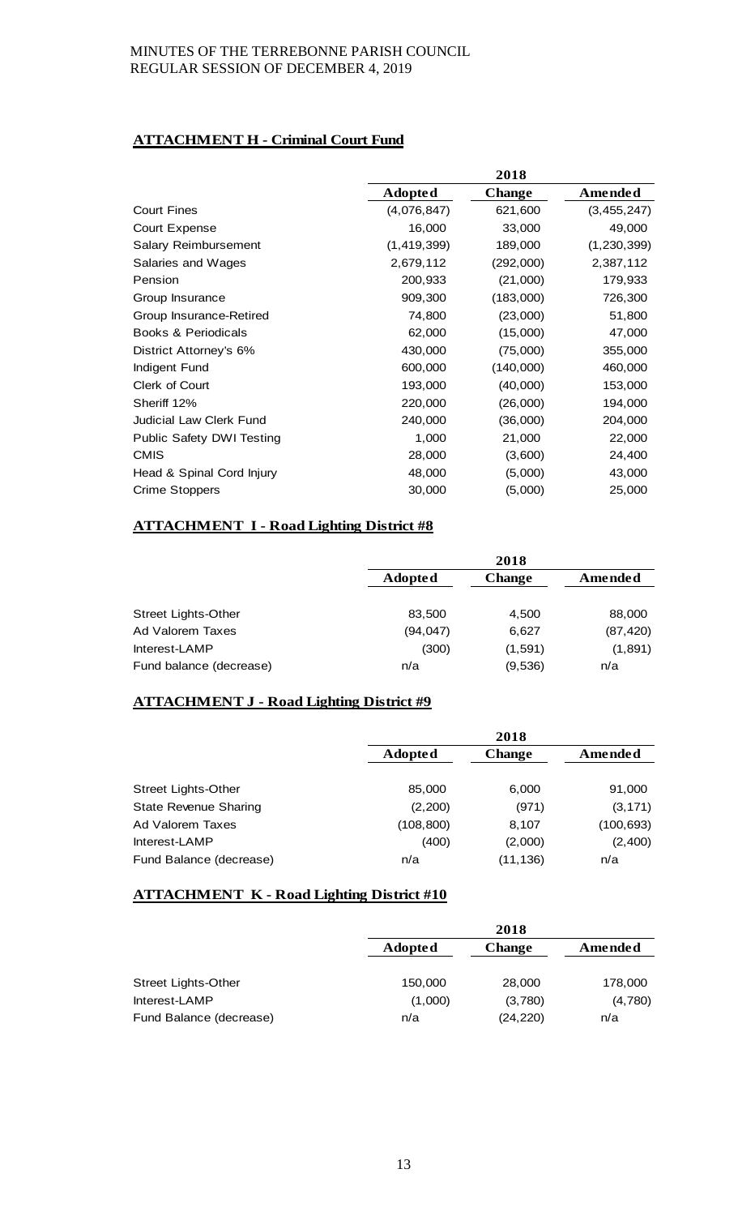## ATTACHMENT H - Criminal Court Fund

| | 2018 | | |
|---|---|---|---|
| | **Adopted** | **Change** | **Amended** |
| Court Fines | (4,076,847) | 621,600 | (3,455,247) |
| Court Expense | 16,000 | 33,000 | 49,000 |
| Salary Reimbursement | (1,419,399) | 189,000 | (1,230,399) |
| Salaries and Wages | 2,679,112 | (292,000) | 2,387,112 |
| Pension | 200,933 | (21,000) | 179,933 |
| Group Insurance | 909,300 | (183,000) | 726,300 |
| Group Insurance-Retired | 74,800 | (23,000) | 51,800 |
| Books & Periodicals | 62,000 | (15,000) | 47,000 |
| District Attorney's 6% | 430,000 | (75,000) | 355,000 |
| Indigent Fund | 600,000 | (140,000) | 460,000 |
| Clerk of Court | 193,000 | (40,000) | 153,000 |
| Sheriff 12% | 220,000 | (26,000) | 194,000 |
| Judicial Law Clerk Fund | 240,000 | (36,000) | 204,000 |
| Public Safety DWI Testing | 1,000 | 21,000 | 22,000 |
| CMIS | 28,000 | (3,600) | 24,400 |
| Head & Spinal Cord Injury | 48,000 | (5,000) | 43,000 |
| Crime Stoppers | 30,000 | (5,000) | 25,000 |

## ATTACHMENT I - Road Lighting District #8

| | 2018 | | |
|---|---|---|---|
| | **Adopted** | **Change** | **Amended** |
| Street Lights-Other | 83,500 | 4,500 | 88,000 |
| Ad Valorem Taxes | (94,047) | 6,627 | (87,420) |
| Interest-LAMP | (300) | (1,591) | (1,891) |
| Fund balance (decrease) | n/a | (9,536) | n/a |

## ATTACHMENT J - Road Lighting District #9

| | 2018 | | |
|---|---|---|---|
| | **Adopted** | **Change** | **Amended** |
| Street Lights-Other | 85,000 | 6,000 | 91,000 |
| State Revenue Sharing | (2,200) | (971) | (3,171) |
| Ad Valorem Taxes | (108,800) | 8,107 | (100,693) |
| Interest-LAMP | (400) | (2,000) | (2,400) |
| Fund Balance (decrease) | n/a | (11,136) | n/a |

## ATTACHMENT K - Road Lighting District #10

| | 2018 | | |
|---|---|---|---|
| | **Adopted** | **Change** | **Amended** |
| Street Lights-Other | 150,000 | 28,000 | 178,000 |
| Interest-LAMP | (1,000) | (3,780) | (4,780) |
| Fund Balance (decrease) | n/a | (24,220) | n/a |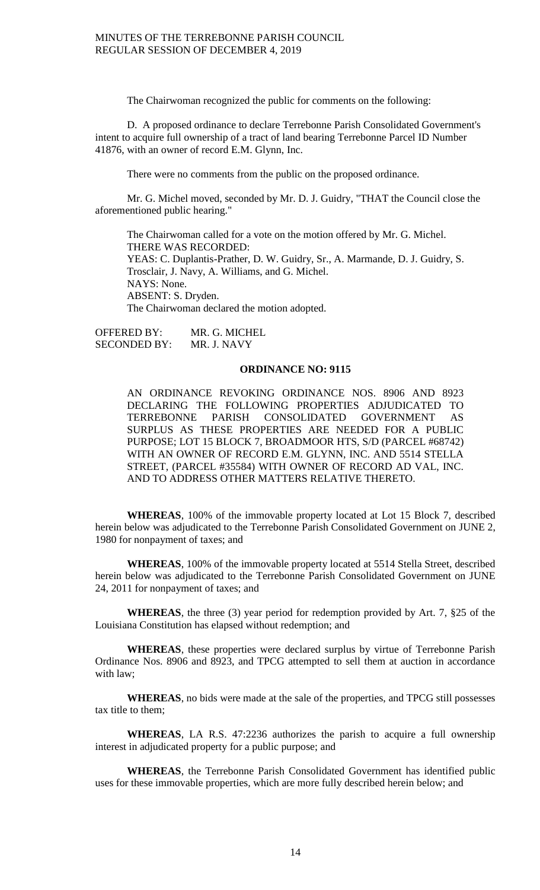The Chairwoman recognized the public for comments on the following:

D. A proposed ordinance to declare Terrebonne Parish Consolidated Government's intent to acquire full ownership of a tract of land bearing Terrebonne Parcel ID Number 41876, with an owner of record E.M. Glynn, Inc.

There were no comments from the public on the proposed ordinance.

Mr. G. Michel moved, seconded by Mr. D. J. Guidry, "THAT the Council close the aforementioned public hearing."

The Chairwoman called for a vote on the motion offered by Mr. G. Michel.
THERE WAS RECORDED:
YEAS: C. Duplantis-Prather, D. W. Guidry, Sr., A. Marmande, D. J. Guidry, S. Trosclair, J. Navy, A. Williams, and G. Michel.
NAYS: None.
ABSENT: S. Dryden.
The Chairwoman declared the motion adopted.

OFFERED BY: MR. G. MICHEL
SECONDED BY: MR. J. NAVY

**ORDINANCE NO: 9115**

AN ORDINANCE REVOKING ORDINANCE NOS. 8906 AND 8923 DECLARING THE FOLLOWING PROPERTIES ADJUDICATED TO TERREBONNE PARISH CONSOLIDATED GOVERNMENT AS SURPLUS AS THESE PROPERTIES ARE NEEDED FOR A PUBLIC PURPOSE; LOT 15 BLOCK 7, BROADMOOR HTS, S/D (PARCEL #68742) WITH AN OWNER OF RECORD E.M. GLYNN, INC. AND 5514 STELLA STREET, (PARCEL #35584) WITH OWNER OF RECORD AD VAL, INC. AND TO ADDRESS OTHER MATTERS RELATIVE THERETO.

**WHEREAS**, 100% of the immovable property located at Lot 15 Block 7, described herein below was adjudicated to the Terrebonne Parish Consolidated Government on JUNE 2, 1980 for nonpayment of taxes; and

**WHEREAS**, 100% of the immovable property located at 5514 Stella Street, described herein below was adjudicated to the Terrebonne Parish Consolidated Government on JUNE 24, 2011 for nonpayment of taxes; and

**WHEREAS**, the three (3) year period for redemption provided by Art. 7, §25 of the Louisiana Constitution has elapsed without redemption; and

**WHEREAS**, these properties were declared surplus by virtue of Terrebonne Parish Ordinance Nos. 8906 and 8923, and TPCG attempted to sell them at auction in accordance with law;

**WHEREAS**, no bids were made at the sale of the properties, and TPCG still possesses tax title to them;

**WHEREAS**, LA R.S. 47:2236 authorizes the parish to acquire a full ownership interest in adjudicated property for a public purpose; and

**WHEREAS**, the Terrebonne Parish Consolidated Government has identified public uses for these immovable properties, which are more fully described herein below; and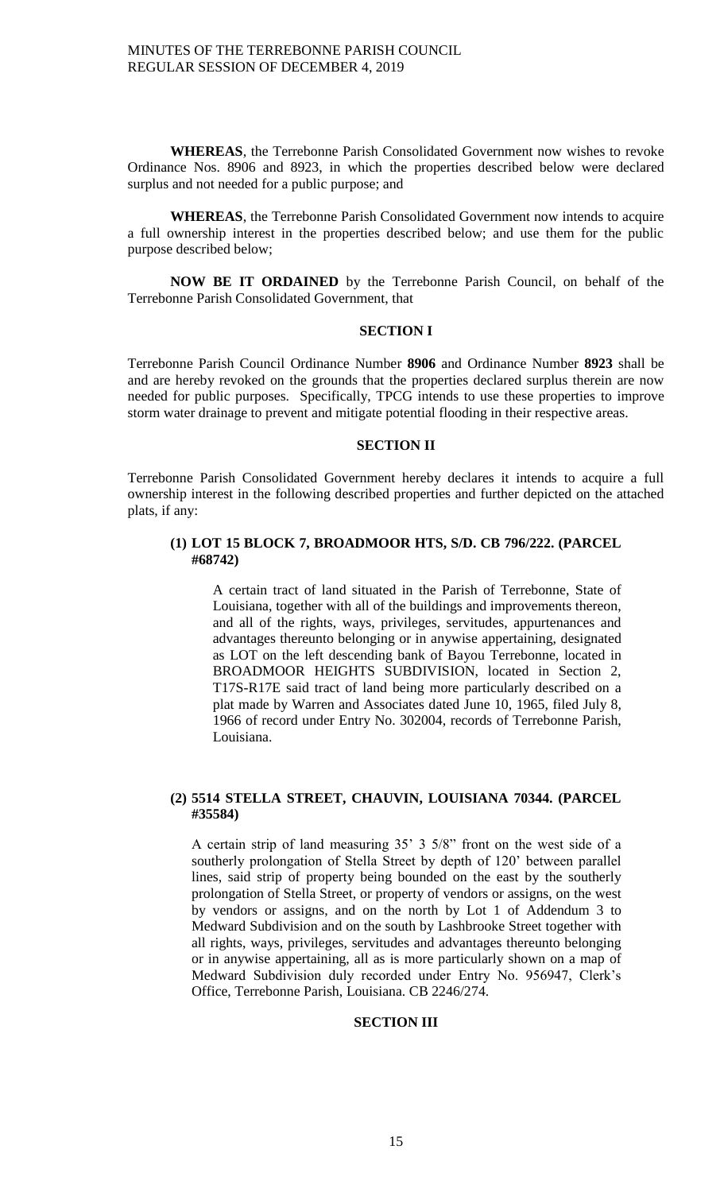**WHEREAS**, the Terrebonne Parish Consolidated Government now wishes to revoke Ordinance Nos. 8906 and 8923, in which the properties described below were declared surplus and not needed for a public purpose; and

**WHEREAS**, the Terrebonne Parish Consolidated Government now intends to acquire a full ownership interest in the properties described below; and use them for the public purpose described below;

**NOW BE IT ORDAINED** by the Terrebonne Parish Council, on behalf of the Terrebonne Parish Consolidated Government, that

## SECTION I

Terrebonne Parish Council Ordinance Number **8906** and Ordinance Number **8923** shall be and are hereby revoked on the grounds that the properties declared surplus therein are now needed for public purposes. Specifically, TPCG intends to use these properties to improve storm water drainage to prevent and mitigate potential flooding in their respective areas.

## SECTION II

Terrebonne Parish Consolidated Government hereby declares it intends to acquire a full ownership interest in the following described properties and further depicted on the attached plats, if any:

**(1) LOT 15 BLOCK 7, BROADMOOR HTS, S/D. CB 796/222. (PARCEL #68742)**

A certain tract of land situated in the Parish of Terrebonne, State of Louisiana, together with all of the buildings and improvements thereon, and all of the rights, ways, privileges, servitudes, appurtenances and advantages thereunto belonging or in anywise appertaining, designated as LOT on the left descending bank of Bayou Terrebonne, located in BROADMOOR HEIGHTS SUBDIVISION, located in Section 2, T17S-R17E said tract of land being more particularly described on a plat made by Warren and Associates dated June 10, 1965, filed July 8, 1966 of record under Entry No. 302004, records of Terrebonne Parish, Louisiana.

**(2) 5514 STELLA STREET, CHAUVIN, LOUISIANA 70344. (PARCEL #35584)**

A certain strip of land measuring 35' 3 5/8" front on the west side of a southerly prolongation of Stella Street by depth of 120' between parallel lines, said strip of property being bounded on the east by the southerly prolongation of Stella Street, or property of vendors or assigns, on the west by vendors or assigns, and on the north by Lot 1 of Addendum 3 to Medward Subdivision and on the south by Lashbrooke Street together with all rights, ways, privileges, servitudes and advantages thereunto belonging or in anywise appertaining, all as is more particularly shown on a map of Medward Subdivision duly recorded under Entry No. 956947, Clerk's Office, Terrebonne Parish, Louisiana. CB 2246/274.

## SECTION III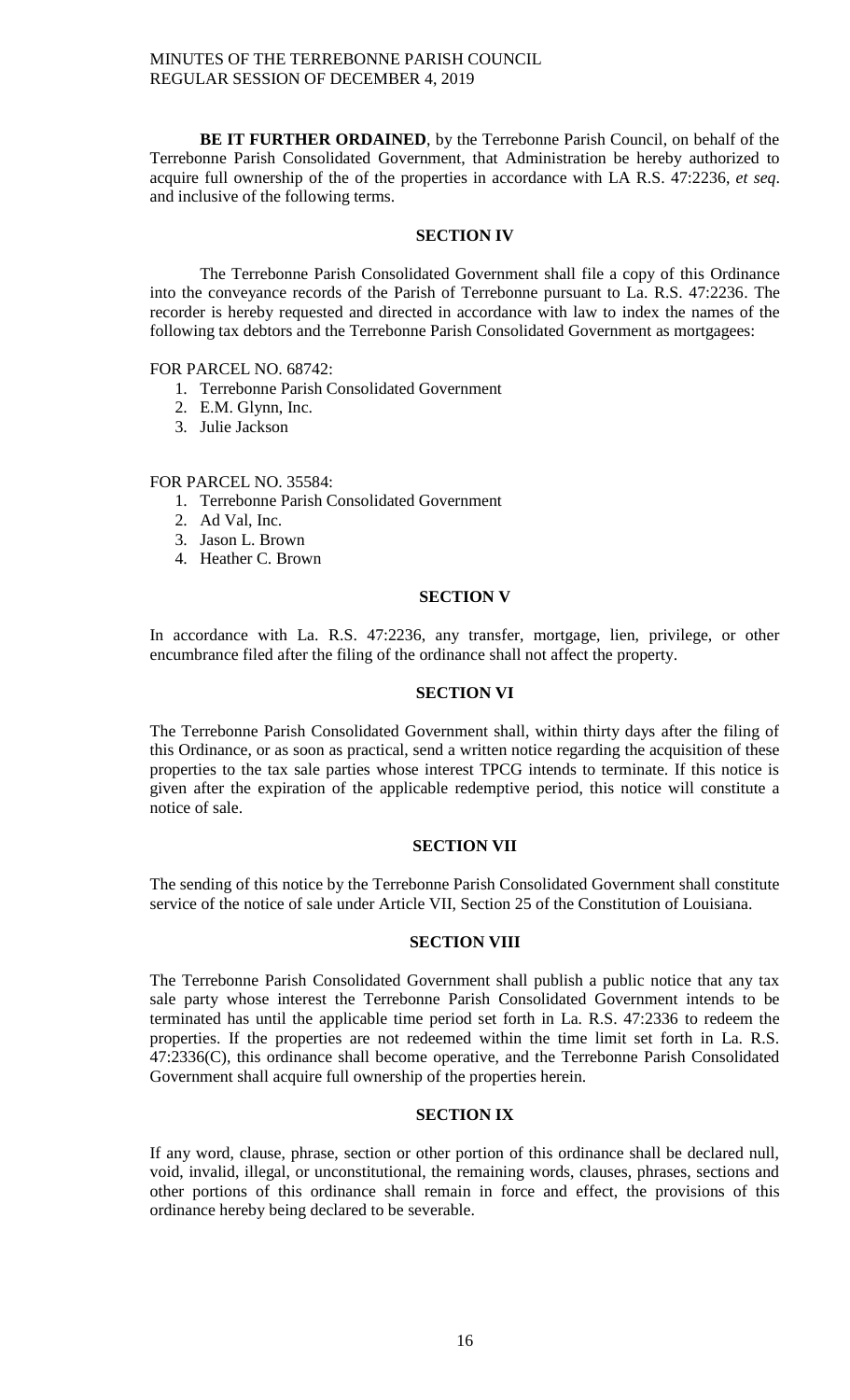**BE IT FURTHER ORDAINED**, by the Terrebonne Parish Council, on behalf of the Terrebonne Parish Consolidated Government, that Administration be hereby authorized to acquire full ownership of the of the properties in accordance with LA R.S. 47:2236, *et seq*. and inclusive of the following terms.

**SECTION IV**

The Terrebonne Parish Consolidated Government shall file a copy of this Ordinance into the conveyance records of the Parish of Terrebonne pursuant to La. R.S. 47:2236. The recorder is hereby requested and directed in accordance with law to index the names of the following tax debtors and the Terrebonne Parish Consolidated Government as mortgagees:

FOR PARCEL NO. 68742:

1. Terrebonne Parish Consolidated Government
2. E.M. Glynn, Inc.
3. Julie Jackson

FOR PARCEL NO. 35584:

1. Terrebonne Parish Consolidated Government
2. Ad Val, Inc.
3. Jason L. Brown
4. Heather C. Brown

**SECTION V**

In accordance with La. R.S. 47:2236, any transfer, mortgage, lien, privilege, or other encumbrance filed after the filing of the ordinance shall not affect the property.

**SECTION VI**

The Terrebonne Parish Consolidated Government shall, within thirty days after the filing of this Ordinance, or as soon as practical, send a written notice regarding the acquisition of these properties to the tax sale parties whose interest TPCG intends to terminate. If this notice is given after the expiration of the applicable redemptive period, this notice will constitute a notice of sale.

**SECTION VII**

The sending of this notice by the Terrebonne Parish Consolidated Government shall constitute service of the notice of sale under Article VII, Section 25 of the Constitution of Louisiana.

**SECTION VIII**

The Terrebonne Parish Consolidated Government shall publish a public notice that any tax sale party whose interest the Terrebonne Parish Consolidated Government intends to be terminated has until the applicable time period set forth in La. R.S. 47:2336 to redeem the properties. If the properties are not redeemed within the time limit set forth in La. R.S. 47:2336(C), this ordinance shall become operative, and the Terrebonne Parish Consolidated Government shall acquire full ownership of the properties herein.

**SECTION IX**

If any word, clause, phrase, section or other portion of this ordinance shall be declared null, void, invalid, illegal, or unconstitutional, the remaining words, clauses, phrases, sections and other portions of this ordinance shall remain in force and effect, the provisions of this ordinance hereby being declared to be severable.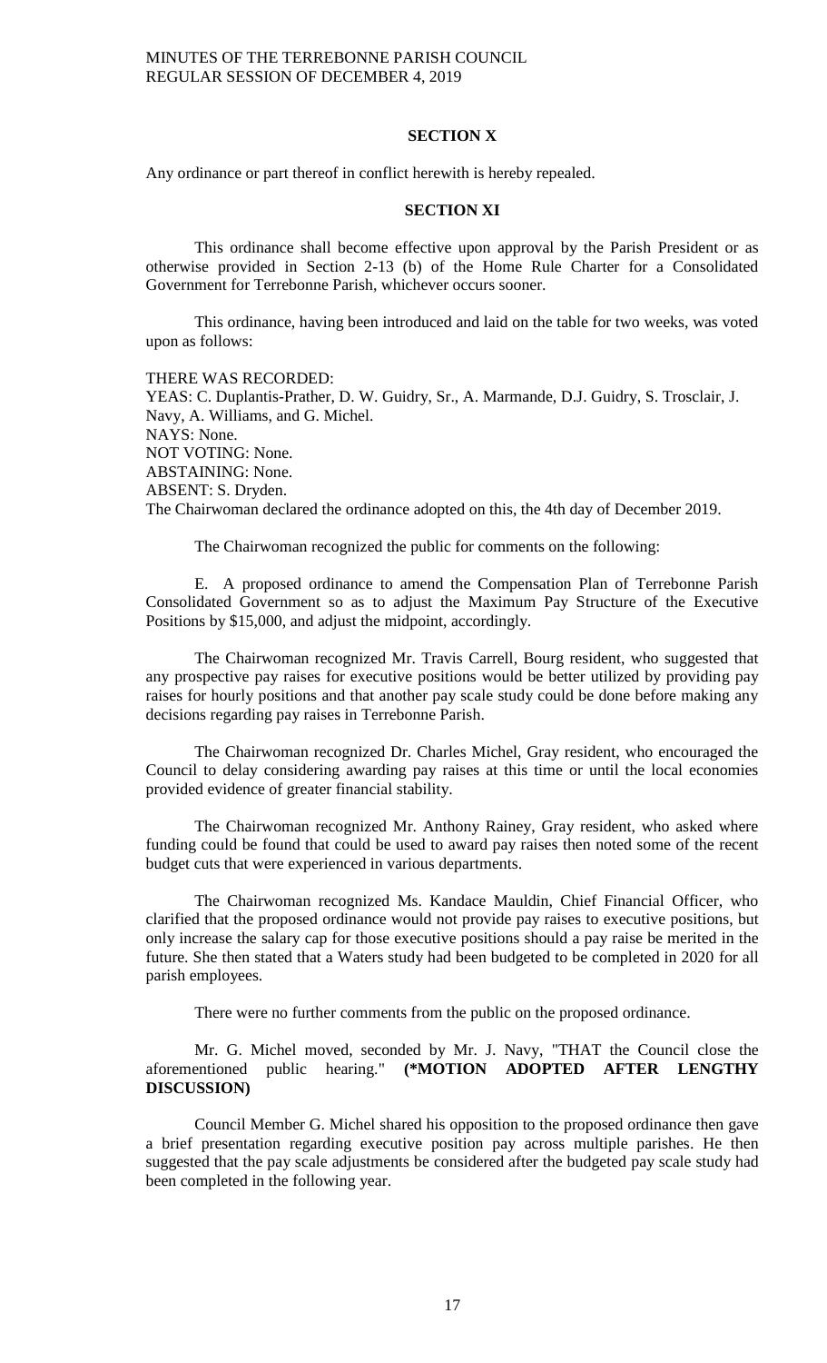## SECTION X

Any ordinance or part thereof in conflict herewith is hereby repealed.

## SECTION XI

This ordinance shall become effective upon approval by the Parish President or as otherwise provided in Section 2-13 (b) of the Home Rule Charter for a Consolidated Government for Terrebonne Parish, whichever occurs sooner.

This ordinance, having been introduced and laid on the table for two weeks, was voted upon as follows:

THERE WAS RECORDED:
YEAS: C. Duplantis-Prather, D. W. Guidry, Sr., A. Marmande, D.J. Guidry, S. Trosclair, J. Navy, A. Williams, and G. Michel.
NAYS: None.
NOT VOTING: None.
ABSTAINING: None.
ABSENT: S. Dryden.
The Chairwoman declared the ordinance adopted on this, the 4th day of December 2019.

The Chairwoman recognized the public for comments on the following:

E. A proposed ordinance to amend the Compensation Plan of Terrebonne Parish Consolidated Government so as to adjust the Maximum Pay Structure of the Executive Positions by $15,000, and adjust the midpoint, accordingly.

The Chairwoman recognized Mr. Travis Carrell, Bourg resident, who suggested that any prospective pay raises for executive positions would be better utilized by providing pay raises for hourly positions and that another pay scale study could be done before making any decisions regarding pay raises in Terrebonne Parish.

The Chairwoman recognized Dr. Charles Michel, Gray resident, who encouraged the Council to delay considering awarding pay raises at this time or until the local economies provided evidence of greater financial stability.

The Chairwoman recognized Mr. Anthony Rainey, Gray resident, who asked where funding could be found that could be used to award pay raises then noted some of the recent budget cuts that were experienced in various departments.

The Chairwoman recognized Ms. Kandace Mauldin, Chief Financial Officer, who clarified that the proposed ordinance would not provide pay raises to executive positions, but only increase the salary cap for those executive positions should a pay raise be merited in the future. She then stated that a Waters study had been budgeted to be completed in 2020 for all parish employees.

There were no further comments from the public on the proposed ordinance.

Mr. G. Michel moved, seconded by Mr. J. Navy, "THAT the Council close the aforementioned public hearing." **(*MOTION ADOPTED AFTER LENGTHY DISCUSSION)**

Council Member G. Michel shared his opposition to the proposed ordinance then gave a brief presentation regarding executive position pay across multiple parishes. He then suggested that the pay scale adjustments be considered after the budgeted pay scale study had been completed in the following year.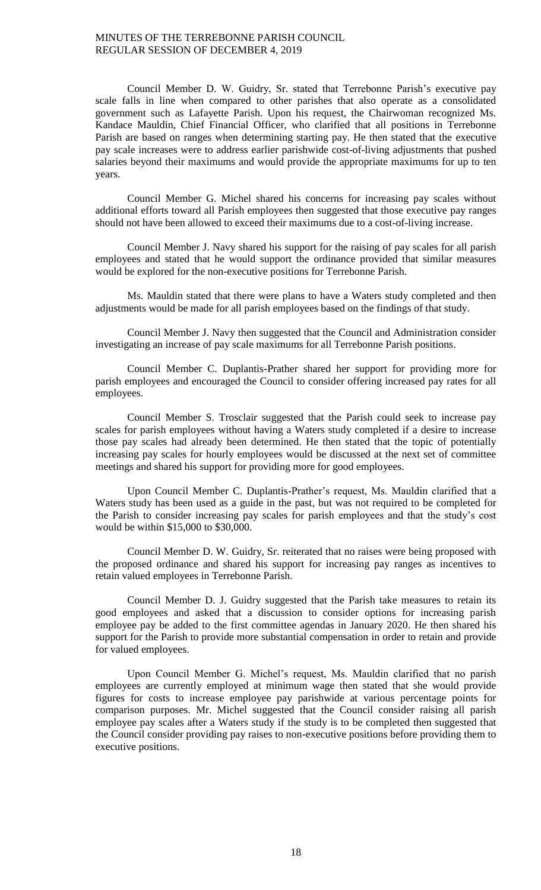Council Member D. W. Guidry, Sr. stated that Terrebonne Parish's executive pay scale falls in line when compared to other parishes that also operate as a consolidated government such as Lafayette Parish. Upon his request, the Chairwoman recognized Ms. Kandace Mauldin, Chief Financial Officer, who clarified that all positions in Terrebonne Parish are based on ranges when determining starting pay. He then stated that the executive pay scale increases were to address earlier parishwide cost-of-living adjustments that pushed salaries beyond their maximums and would provide the appropriate maximums for up to ten years.

Council Member G. Michel shared his concerns for increasing pay scales without additional efforts toward all Parish employees then suggested that those executive pay ranges should not have been allowed to exceed their maximums due to a cost-of-living increase.

Council Member J. Navy shared his support for the raising of pay scales for all parish employees and stated that he would support the ordinance provided that similar measures would be explored for the non-executive positions for Terrebonne Parish.

Ms. Mauldin stated that there were plans to have a Waters study completed and then adjustments would be made for all parish employees based on the findings of that study.

Council Member J. Navy then suggested that the Council and Administration consider investigating an increase of pay scale maximums for all Terrebonne Parish positions.

Council Member C. Duplantis-Prather shared her support for providing more for parish employees and encouraged the Council to consider offering increased pay rates for all employees.

Council Member S. Trosclair suggested that the Parish could seek to increase pay scales for parish employees without having a Waters study completed if a desire to increase those pay scales had already been determined. He then stated that the topic of potentially increasing pay scales for hourly employees would be discussed at the next set of committee meetings and shared his support for providing more for good employees.

Upon Council Member C. Duplantis-Prather's request, Ms. Mauldin clarified that a Waters study has been used as a guide in the past, but was not required to be completed for the Parish to consider increasing pay scales for parish employees and that the study's cost would be within $15,000 to $30,000.

Council Member D. W. Guidry, Sr. reiterated that no raises were being proposed with the proposed ordinance and shared his support for increasing pay ranges as incentives to retain valued employees in Terrebonne Parish.

Council Member D. J. Guidry suggested that the Parish take measures to retain its good employees and asked that a discussion to consider options for increasing parish employee pay be added to the first committee agendas in January 2020. He then shared his support for the Parish to provide more substantial compensation in order to retain and provide for valued employees.

Upon Council Member G. Michel's request, Ms. Mauldin clarified that no parish employees are currently employed at minimum wage then stated that she would provide figures for costs to increase employee pay parishwide at various percentage points for comparison purposes. Mr. Michel suggested that the Council consider raising all parish employee pay scales after a Waters study if the study is to be completed then suggested that the Council consider providing pay raises to non-executive positions before providing them to executive positions.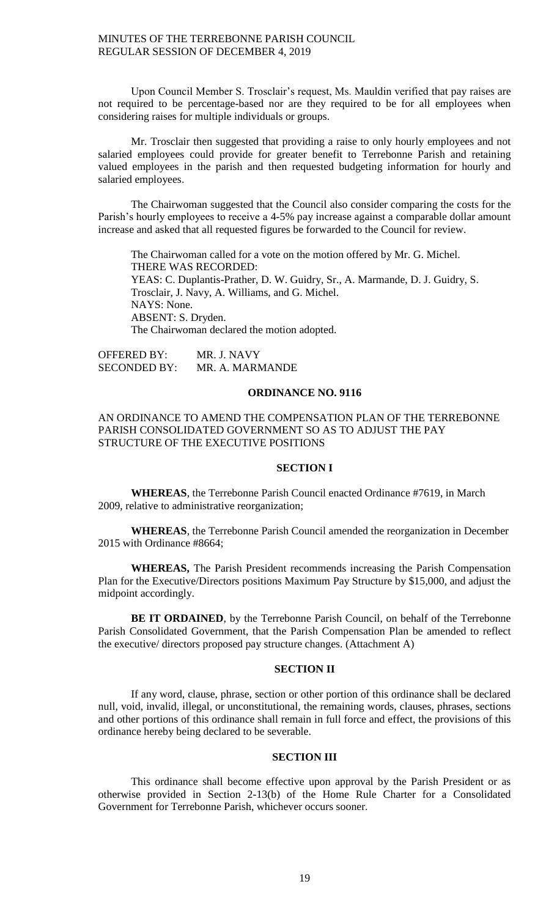Upon Council Member S. Trosclair's request, Ms. Mauldin verified that pay raises are not required to be percentage-based nor are they required to be for all employees when considering raises for multiple individuals or groups.

Mr. Trosclair then suggested that providing a raise to only hourly employees and not salaried employees could provide for greater benefit to Terrebonne Parish and retaining valued employees in the parish and then requested budgeting information for hourly and salaried employees.

The Chairwoman suggested that the Council also consider comparing the costs for the Parish's hourly employees to receive a 4-5% pay increase against a comparable dollar amount increase and asked that all requested figures be forwarded to the Council for review.

The Chairwoman called for a vote on the motion offered by Mr. G. Michel.
THERE WAS RECORDED:
YEAS: C. Duplantis-Prather, D. W. Guidry, Sr., A. Marmande, D. J. Guidry, S. Trosclair, J. Navy, A. Williams, and G. Michel.
NAYS: None.
ABSENT: S. Dryden.
The Chairwoman declared the motion adopted.

OFFERED BY: MR. J. NAVY
SECONDED BY: MR. A. MARMANDE

## ORDINANCE NO. 9116

AN ORDINANCE TO AMEND THE COMPENSATION PLAN OF THE TERREBONNE PARISH CONSOLIDATED GOVERNMENT SO AS TO ADJUST THE PAY STRUCTURE OF THE EXECUTIVE POSITIONS

### SECTION I

**WHEREAS**, the Terrebonne Parish Council enacted Ordinance #7619, in March 2009, relative to administrative reorganization;

**WHEREAS**, the Terrebonne Parish Council amended the reorganization in December 2015 with Ordinance #8664;

**WHEREAS,** The Parish President recommends increasing the Parish Compensation Plan for the Executive/Directors positions Maximum Pay Structure by $15,000, and adjust the midpoint accordingly.

**BE IT ORDAINED**, by the Terrebonne Parish Council, on behalf of the Terrebonne Parish Consolidated Government, that the Parish Compensation Plan be amended to reflect the executive/ directors proposed pay structure changes. (Attachment A)

### SECTION II

If any word, clause, phrase, section or other portion of this ordinance shall be declared null, void, invalid, illegal, or unconstitutional, the remaining words, clauses, phrases, sections and other portions of this ordinance shall remain in full force and effect, the provisions of this ordinance hereby being declared to be severable.

### SECTION III

This ordinance shall become effective upon approval by the Parish President or as otherwise provided in Section 2-13(b) of the Home Rule Charter for a Consolidated Government for Terrebonne Parish, whichever occurs sooner.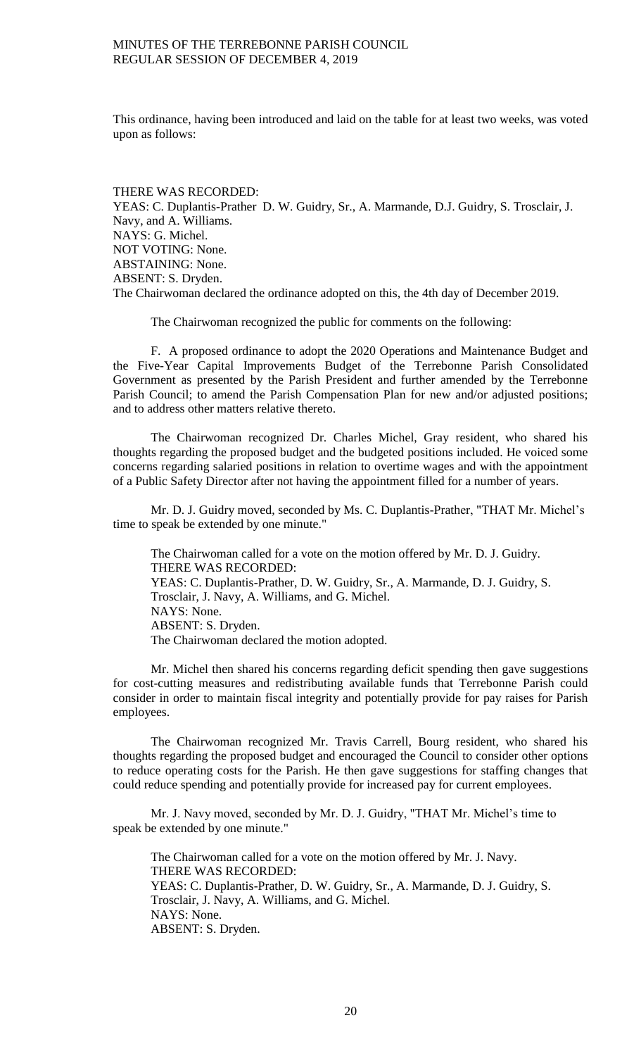This ordinance, having been introduced and laid on the table for at least two weeks, was voted upon as follows:

THERE WAS RECORDED:
YEAS: C. Duplantis-Prather D. W. Guidry, Sr., A. Marmande, D.J. Guidry, S. Trosclair, J. Navy, and A. Williams.
NAYS: G. Michel.
NOT VOTING: None.
ABSTAINING: None.
ABSENT: S. Dryden.
The Chairwoman declared the ordinance adopted on this, the 4th day of December 2019.

The Chairwoman recognized the public for comments on the following:

F. A proposed ordinance to adopt the 2020 Operations and Maintenance Budget and the Five-Year Capital Improvements Budget of the Terrebonne Parish Consolidated Government as presented by the Parish President and further amended by the Terrebonne Parish Council; to amend the Parish Compensation Plan for new and/or adjusted positions; and to address other matters relative thereto.

The Chairwoman recognized Dr. Charles Michel, Gray resident, who shared his thoughts regarding the proposed budget and the budgeted positions included. He voiced some concerns regarding salaried positions in relation to overtime wages and with the appointment of a Public Safety Director after not having the appointment filled for a number of years.

Mr. D. J. Guidry moved, seconded by Ms. C. Duplantis-Prather, "THAT Mr. Michel's time to speak be extended by one minute."

The Chairwoman called for a vote on the motion offered by Mr. D. J. Guidry.
THERE WAS RECORDED:
YEAS: C. Duplantis-Prather, D. W. Guidry, Sr., A. Marmande, D. J. Guidry, S. Trosclair, J. Navy, A. Williams, and G. Michel.
NAYS: None.
ABSENT: S. Dryden.
The Chairwoman declared the motion adopted.

Mr. Michel then shared his concerns regarding deficit spending then gave suggestions for cost-cutting measures and redistributing available funds that Terrebonne Parish could consider in order to maintain fiscal integrity and potentially provide for pay raises for Parish employees.

The Chairwoman recognized Mr. Travis Carrell, Bourg resident, who shared his thoughts regarding the proposed budget and encouraged the Council to consider other options to reduce operating costs for the Parish. He then gave suggestions for staffing changes that could reduce spending and potentially provide for increased pay for current employees.

Mr. J. Navy moved, seconded by Mr. D. J. Guidry, "THAT Mr. Michel's time to speak be extended by one minute."

The Chairwoman called for a vote on the motion offered by Mr. J. Navy.
THERE WAS RECORDED:
YEAS: C. Duplantis-Prather, D. W. Guidry, Sr., A. Marmande, D. J. Guidry, S. Trosclair, J. Navy, A. Williams, and G. Michel.
NAYS: None.
ABSENT: S. Dryden.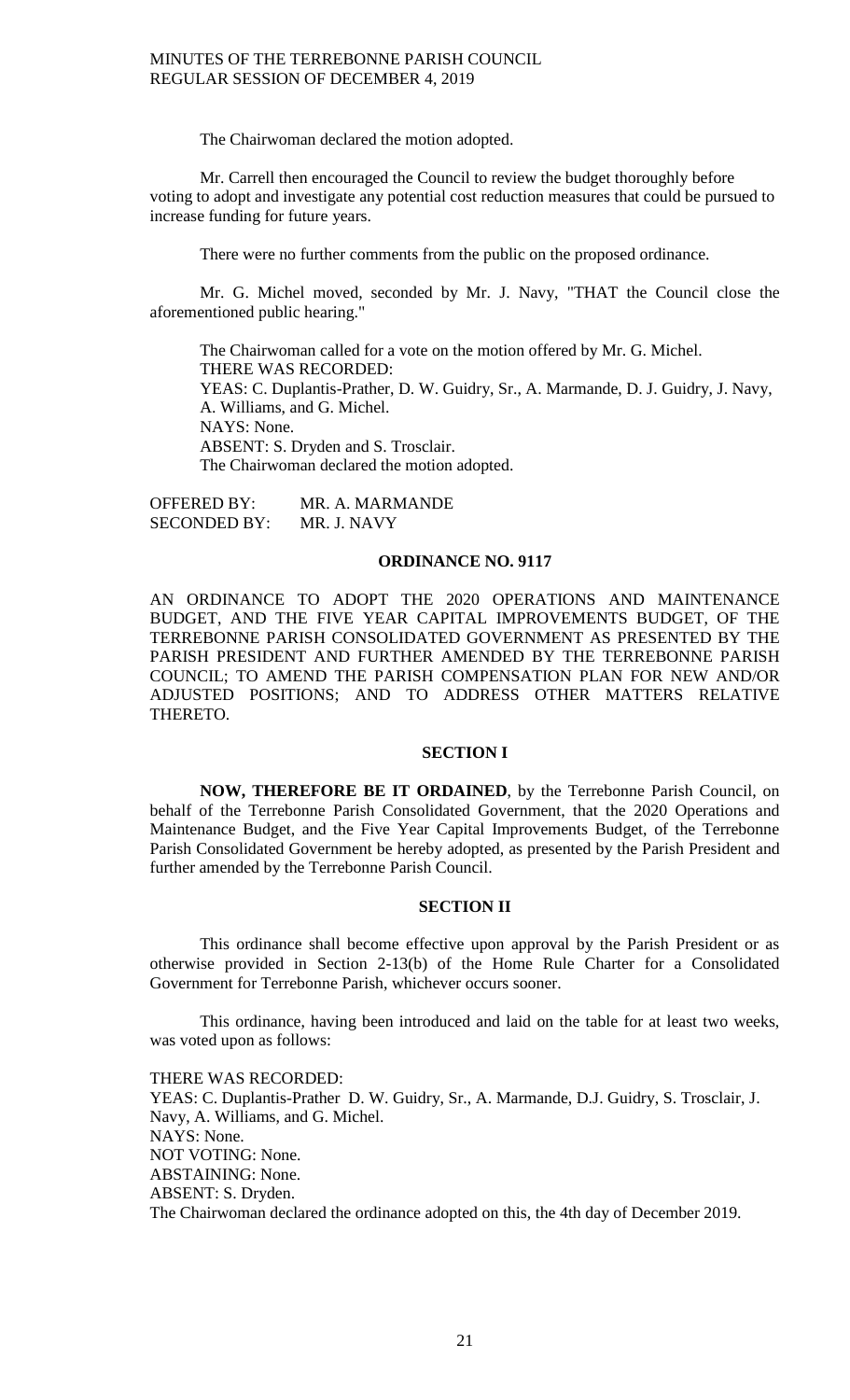The Chairwoman declared the motion adopted.

Mr. Carrell then encouraged the Council to review the budget thoroughly before voting to adopt and investigate any potential cost reduction measures that could be pursued to increase funding for future years.

There were no further comments from the public on the proposed ordinance.

Mr. G. Michel moved, seconded by Mr. J. Navy, "THAT the Council close the aforementioned public hearing."

The Chairwoman called for a vote on the motion offered by Mr. G. Michel.
THERE WAS RECORDED:
YEAS: C. Duplantis-Prather, D. W. Guidry, Sr., A. Marmande, D. J. Guidry, J. Navy, A. Williams, and G. Michel.
NAYS: None.
ABSENT: S. Dryden and S. Trosclair.
The Chairwoman declared the motion adopted.

OFFERED BY: MR. A. MARMANDE
SECONDED BY: MR. J. NAVY

**ORDINANCE NO. 9117**

AN ORDINANCE TO ADOPT THE 2020 OPERATIONS AND MAINTENANCE BUDGET, AND THE FIVE YEAR CAPITAL IMPROVEMENTS BUDGET, OF THE TERREBONNE PARISH CONSOLIDATED GOVERNMENT AS PRESENTED BY THE PARISH PRESIDENT AND FURTHER AMENDED BY THE TERREBONNE PARISH COUNCIL; TO AMEND THE PARISH COMPENSATION PLAN FOR NEW AND/OR ADJUSTED POSITIONS; AND TO ADDRESS OTHER MATTERS RELATIVE THERETO.

**SECTION I**

**NOW, THEREFORE BE IT ORDAINED**, by the Terrebonne Parish Council, on behalf of the Terrebonne Parish Consolidated Government, that the 2020 Operations and Maintenance Budget, and the Five Year Capital Improvements Budget, of the Terrebonne Parish Consolidated Government be hereby adopted, as presented by the Parish President and further amended by the Terrebonne Parish Council.

**SECTION II**

This ordinance shall become effective upon approval by the Parish President or as otherwise provided in Section 2-13(b) of the Home Rule Charter for a Consolidated Government for Terrebonne Parish, whichever occurs sooner.

This ordinance, having been introduced and laid on the table for at least two weeks, was voted upon as follows:

THERE WAS RECORDED:
YEAS: C. Duplantis-Prather D. W. Guidry, Sr., A. Marmande, D.J. Guidry, S. Trosclair, J. Navy, A. Williams, and G. Michel.
NAYS: None.
NOT VOTING: None.
ABSTAINING: None.
ABSENT: S. Dryden.
The Chairwoman declared the ordinance adopted on this, the 4th day of December 2019.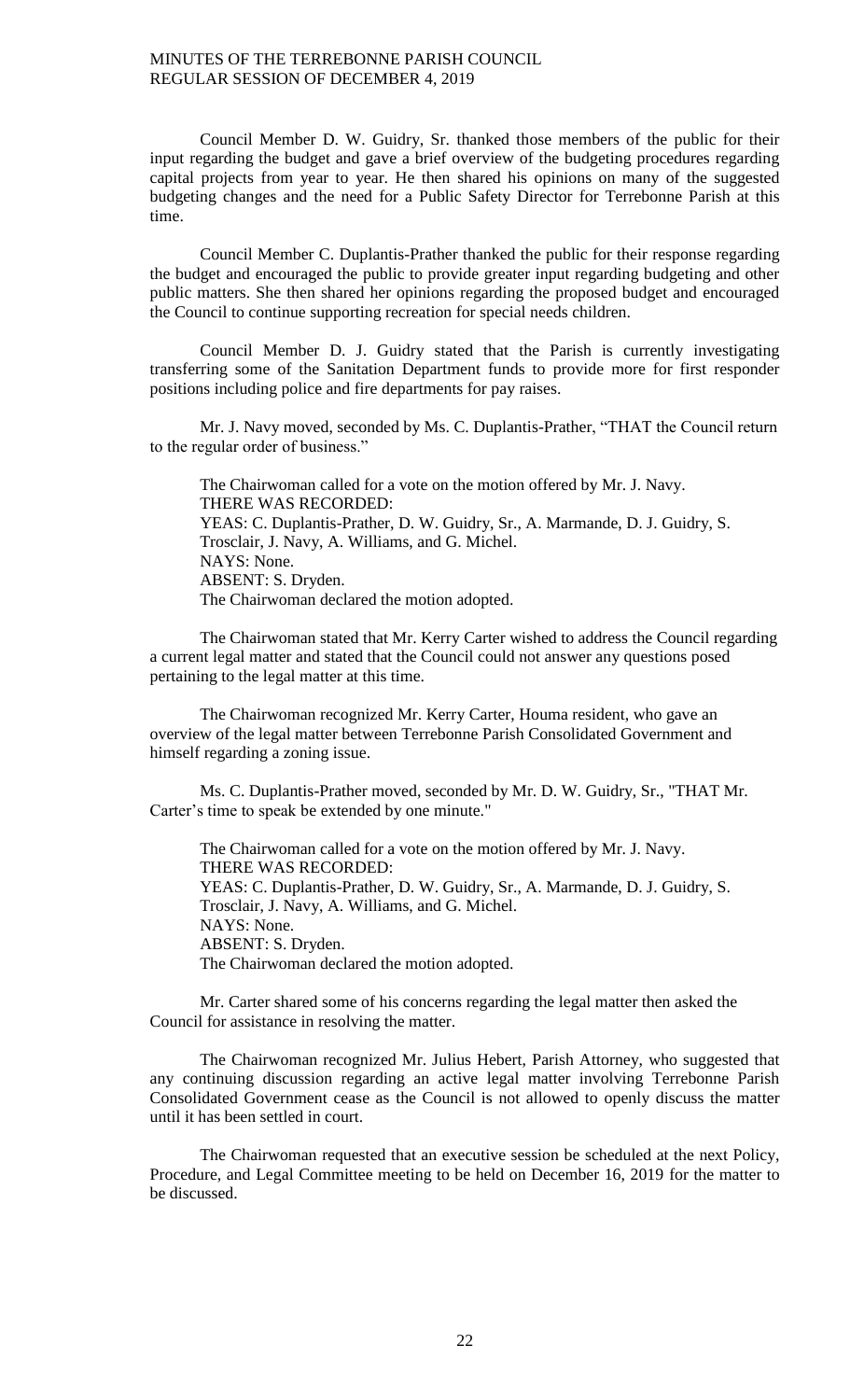Council Member D. W. Guidry, Sr. thanked those members of the public for their input regarding the budget and gave a brief overview of the budgeting procedures regarding capital projects from year to year. He then shared his opinions on many of the suggested budgeting changes and the need for a Public Safety Director for Terrebonne Parish at this time.

Council Member C. Duplantis-Prather thanked the public for their response regarding the budget and encouraged the public to provide greater input regarding budgeting and other public matters. She then shared her opinions regarding the proposed budget and encouraged the Council to continue supporting recreation for special needs children.

Council Member D. J. Guidry stated that the Parish is currently investigating transferring some of the Sanitation Department funds to provide more for first responder positions including police and fire departments for pay raises.

Mr. J. Navy moved, seconded by Ms. C. Duplantis-Prather, "THAT the Council return to the regular order of business."

The Chairwoman called for a vote on the motion offered by Mr. J. Navy.
THERE WAS RECORDED:
YEAS: C. Duplantis-Prather, D. W. Guidry, Sr., A. Marmande, D. J. Guidry, S. Trosclair, J. Navy, A. Williams, and G. Michel.
NAYS: None.
ABSENT: S. Dryden.
The Chairwoman declared the motion adopted.

The Chairwoman stated that Mr. Kerry Carter wished to address the Council regarding a current legal matter and stated that the Council could not answer any questions posed pertaining to the legal matter at this time.

The Chairwoman recognized Mr. Kerry Carter, Houma resident, who gave an overview of the legal matter between Terrebonne Parish Consolidated Government and himself regarding a zoning issue.

Ms. C. Duplantis-Prather moved, seconded by Mr. D. W. Guidry, Sr., "THAT Mr. Carter's time to speak be extended by one minute."

The Chairwoman called for a vote on the motion offered by Mr. J. Navy.
THERE WAS RECORDED:
YEAS: C. Duplantis-Prather, D. W. Guidry, Sr., A. Marmande, D. J. Guidry, S. Trosclair, J. Navy, A. Williams, and G. Michel.
NAYS: None.
ABSENT: S. Dryden.
The Chairwoman declared the motion adopted.

Mr. Carter shared some of his concerns regarding the legal matter then asked the Council for assistance in resolving the matter.

The Chairwoman recognized Mr. Julius Hebert, Parish Attorney, who suggested that any continuing discussion regarding an active legal matter involving Terrebonne Parish Consolidated Government cease as the Council is not allowed to openly discuss the matter until it has been settled in court.

The Chairwoman requested that an executive session be scheduled at the next Policy, Procedure, and Legal Committee meeting to be held on December 16, 2019 for the matter to be discussed.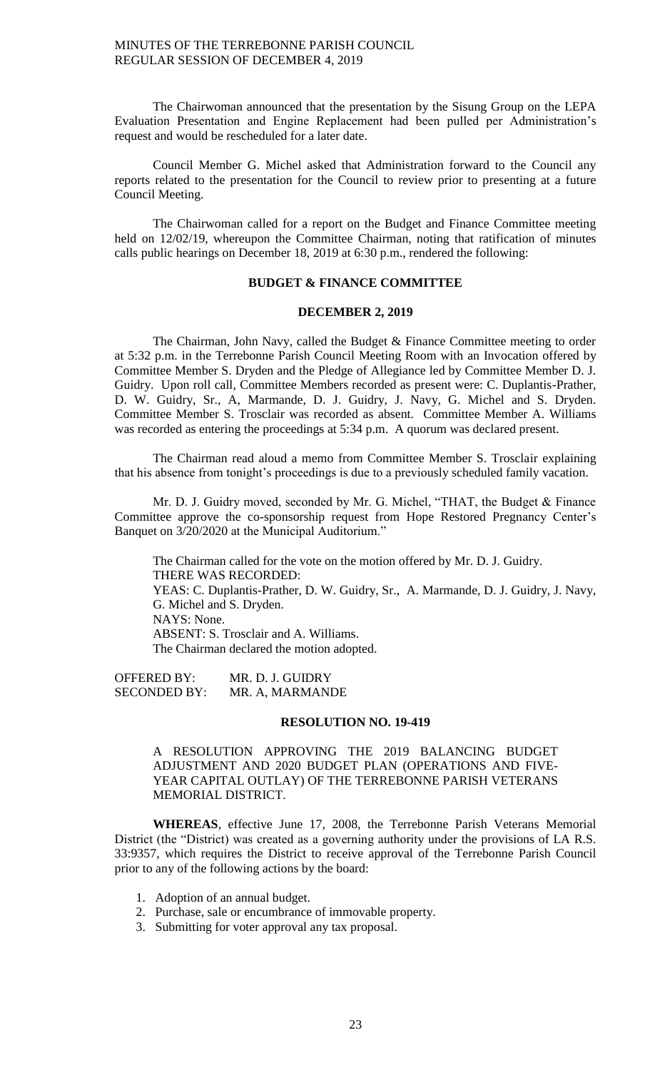The Chairwoman announced that the presentation by the Sisung Group on the LEPA Evaluation Presentation and Engine Replacement had been pulled per Administration's request and would be rescheduled for a later date.

Council Member G. Michel asked that Administration forward to the Council any reports related to the presentation for the Council to review prior to presenting at a future Council Meeting.

The Chairwoman called for a report on the Budget and Finance Committee meeting held on 12/02/19, whereupon the Committee Chairman, noting that ratification of minutes calls public hearings on December 18, 2019 at 6:30 p.m., rendered the following:

**BUDGET & FINANCE COMMITTEE**

**DECEMBER 2, 2019**

The Chairman, John Navy, called the Budget & Finance Committee meeting to order at 5:32 p.m. in the Terrebonne Parish Council Meeting Room with an Invocation offered by Committee Member S. Dryden and the Pledge of Allegiance led by Committee Member D. J. Guidry. Upon roll call, Committee Members recorded as present were: C. Duplantis-Prather, D. W. Guidry, Sr., A, Marmande, D. J. Guidry, J. Navy, G. Michel and S. Dryden. Committee Member S. Trosclair was recorded as absent. Committee Member A. Williams was recorded as entering the proceedings at 5:34 p.m. A quorum was declared present.

The Chairman read aloud a memo from Committee Member S. Trosclair explaining that his absence from tonight's proceedings is due to a previously scheduled family vacation.

Mr. D. J. Guidry moved, seconded by Mr. G. Michel, "THAT, the Budget & Finance Committee approve the co-sponsorship request from Hope Restored Pregnancy Center's Banquet on 3/20/2020 at the Municipal Auditorium."

The Chairman called for the vote on the motion offered by Mr. D. J. Guidry.
THERE WAS RECORDED:
YEAS: C. Duplantis-Prather, D. W. Guidry, Sr., A. Marmande, D. J. Guidry, J. Navy, G. Michel and S. Dryden.
NAYS: None.
ABSENT: S. Trosclair and A. Williams.
The Chairman declared the motion adopted.

OFFERED BY: MR. D. J. GUIDRY
SECONDED BY: MR. A, MARMANDE

**RESOLUTION NO. 19-419**

A RESOLUTION APPROVING THE 2019 BALANCING BUDGET ADJUSTMENT AND 2020 BUDGET PLAN (OPERATIONS AND FIVE-YEAR CAPITAL OUTLAY) OF THE TERREBONNE PARISH VETERANS MEMORIAL DISTRICT.

**WHEREAS**, effective June 17, 2008, the Terrebonne Parish Veterans Memorial District (the "District) was created as a governing authority under the provisions of LA R.S. 33:9357, which requires the District to receive approval of the Terrebonne Parish Council prior to any of the following actions by the board:

1. Adoption of an annual budget.
2. Purchase, sale or encumbrance of immovable property.
3. Submitting for voter approval any tax proposal.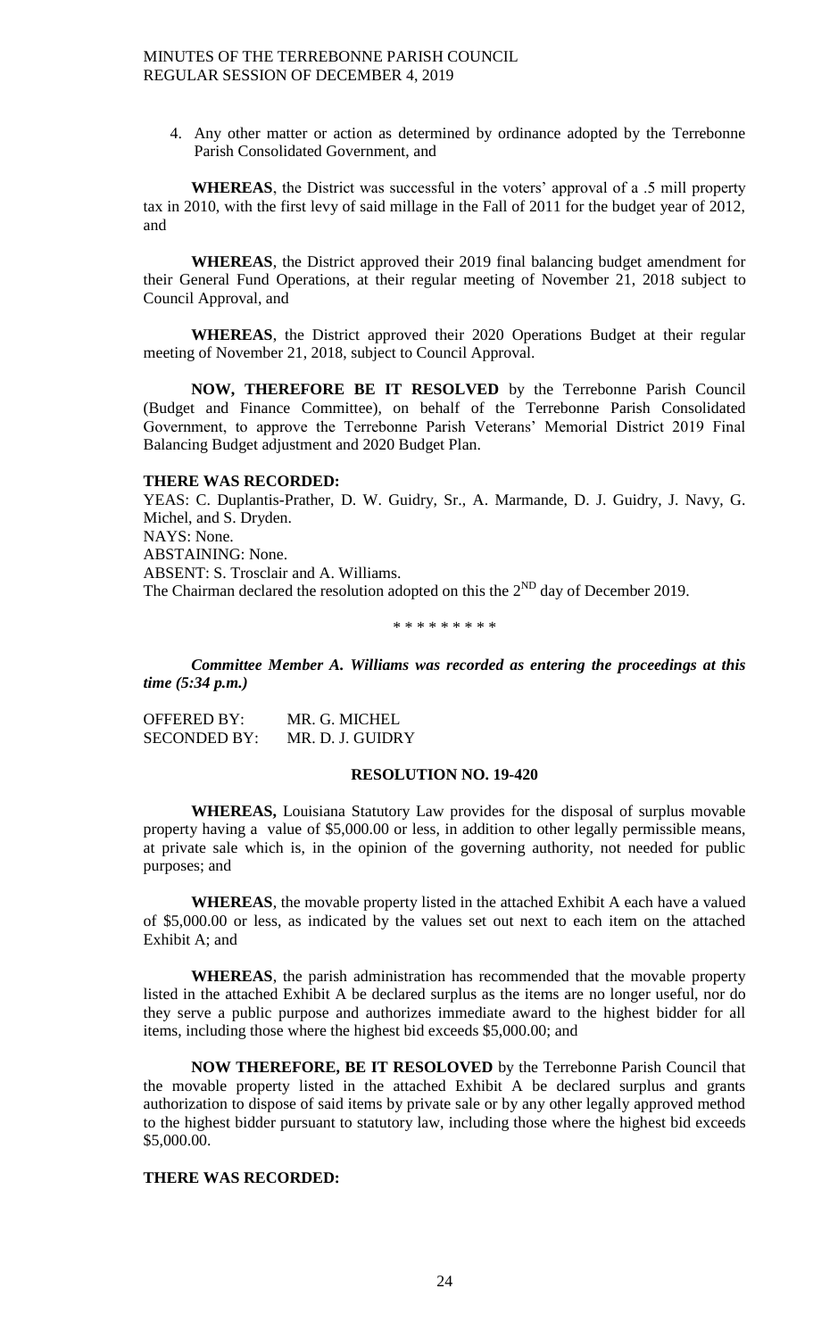4. Any other matter or action as determined by ordinance adopted by the Terrebonne Parish Consolidated Government, and

**WHEREAS**, the District was successful in the voters' approval of a .5 mill property tax in 2010, with the first levy of said millage in the Fall of 2011 for the budget year of 2012, and

**WHEREAS**, the District approved their 2019 final balancing budget amendment for their General Fund Operations, at their regular meeting of November 21, 2018 subject to Council Approval, and

**WHEREAS**, the District approved their 2020 Operations Budget at their regular meeting of November 21, 2018, subject to Council Approval.

**NOW, THEREFORE BE IT RESOLVED** by the Terrebonne Parish Council (Budget and Finance Committee), on behalf of the Terrebonne Parish Consolidated Government, to approve the Terrebonne Parish Veterans' Memorial District 2019 Final Balancing Budget adjustment and 2020 Budget Plan.

**THERE WAS RECORDED:**

YEAS: C. Duplantis-Prather, D. W. Guidry, Sr., A. Marmande, D. J. Guidry, J. Navy, G. Michel, and S. Dryden.
NAYS: None.
ABSTAINING: None.
ABSENT: S. Trosclair and A. Williams.
The Chairman declared the resolution adopted on this the 2ND day of December 2019.

\* \* \* \* \* \* \* \* \*

***Committee Member A. Williams was recorded as entering the proceedings at this time (5:34 p.m.)***

OFFERED BY: MR. G. MICHEL
SECONDED BY: MR. D. J. GUIDRY

**RESOLUTION NO. 19-420**

**WHEREAS,** Louisiana Statutory Law provides for the disposal of surplus movable property having a value of $5,000.00 or less, in addition to other legally permissible means, at private sale which is, in the opinion of the governing authority, not needed for public purposes; and

**WHEREAS**, the movable property listed in the attached Exhibit A each have a valued of $5,000.00 or less, as indicated by the values set out next to each item on the attached Exhibit A; and

**WHEREAS**, the parish administration has recommended that the movable property listed in the attached Exhibit A be declared surplus as the items are no longer useful, nor do they serve a public purpose and authorizes immediate award to the highest bidder for all items, including those where the highest bid exceeds $5,000.00; and

**NOW THEREFORE, BE IT RESOLOVED** by the Terrebonne Parish Council that the movable property listed in the attached Exhibit A be declared surplus and grants authorization to dispose of said items by private sale or by any other legally approved method to the highest bidder pursuant to statutory law, including those where the highest bid exceeds $5,000.00.

**THERE WAS RECORDED:**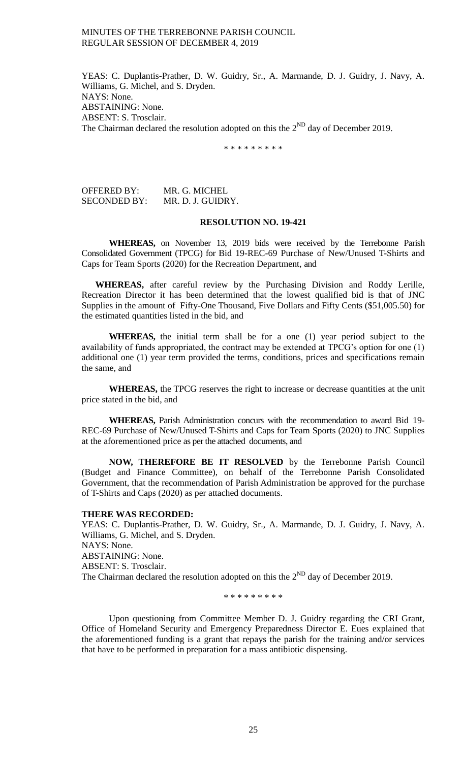YEAS: C. Duplantis-Prather, D. W. Guidry, Sr., A. Marmande, D. J. Guidry, J. Navy, A. Williams, G. Michel, and S. Dryden.
NAYS: None.
ABSTAINING: None.
ABSENT: S. Trosclair.
The Chairman declared the resolution adopted on this the 2ND day of December 2019.

\* \* \* \* \* \* \* \* \*

OFFERED BY: MR. G. MICHEL
SECONDED BY: MR. D. J. GUIDRY.

**RESOLUTION NO. 19-421**

**WHEREAS,** on November 13, 2019 bids were received by the Terrebonne Parish Consolidated Government (TPCG) for Bid 19-REC-69 Purchase of New/Unused T-Shirts and Caps for Team Sports (2020) for the Recreation Department, and

**WHEREAS,** after careful review by the Purchasing Division and Roddy Lerille, Recreation Director it has been determined that the lowest qualified bid is that of JNC Supplies in the amount of Fifty-One Thousand, Five Dollars and Fifty Cents ($51,005.50) for the estimated quantities listed in the bid, and

**WHEREAS,** the initial term shall be for a one (1) year period subject to the availability of funds appropriated, the contract may be extended at TPCG's option for one (1) additional one (1) year term provided the terms, conditions, prices and specifications remain the same, and

**WHEREAS,** the TPCG reserves the right to increase or decrease quantities at the unit price stated in the bid, and

**WHEREAS,** Parish Administration concurs with the recommendation to award Bid 19-REC-69 Purchase of New/Unused T-Shirts and Caps for Team Sports (2020) to JNC Supplies at the aforementioned price as per the attached documents, and

**NOW, THEREFORE BE IT RESOLVED** by the Terrebonne Parish Council (Budget and Finance Committee), on behalf of the Terrebonne Parish Consolidated Government, that the recommendation of Parish Administration be approved for the purchase of T-Shirts and Caps (2020) as per attached documents.

**THERE WAS RECORDED:**
YEAS: C. Duplantis-Prather, D. W. Guidry, Sr., A. Marmande, D. J. Guidry, J. Navy, A. Williams, G. Michel, and S. Dryden.
NAYS: None.
ABSTAINING: None.
ABSENT: S. Trosclair.
The Chairman declared the resolution adopted on this the 2ND day of December 2019.

\* \* \* \* \* \* \* \* \*

Upon questioning from Committee Member D. J. Guidry regarding the CRI Grant, Office of Homeland Security and Emergency Preparedness Director E. Eues explained that the aforementioned funding is a grant that repays the parish for the training and/or services that have to be performed in preparation for a mass antibiotic dispensing.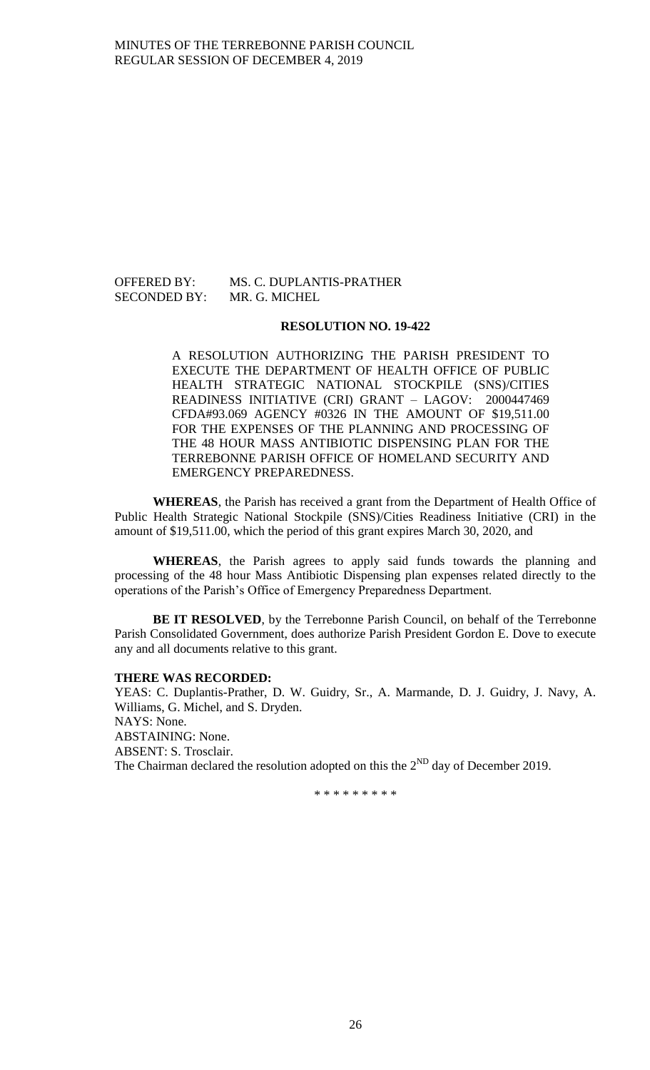OFFERED BY: MS. C. DUPLANTIS-PRATHER
SECONDED BY: MR. G. MICHEL

**RESOLUTION NO. 19-422**

A RESOLUTION AUTHORIZING THE PARISH PRESIDENT TO EXECUTE THE DEPARTMENT OF HEALTH OFFICE OF PUBLIC HEALTH STRATEGIC NATIONAL STOCKPILE (SNS)/CITIES READINESS INITIATIVE (CRI) GRANT – LAGOV: 2000447469 CFDA#93.069 AGENCY #0326 IN THE AMOUNT OF $19,511.00 FOR THE EXPENSES OF THE PLANNING AND PROCESSING OF THE 48 HOUR MASS ANTIBIOTIC DISPENSING PLAN FOR THE TERREBONNE PARISH OFFICE OF HOMELAND SECURITY AND EMERGENCY PREPAREDNESS.

**WHEREAS**, the Parish has received a grant from the Department of Health Office of Public Health Strategic National Stockpile (SNS)/Cities Readiness Initiative (CRI) in the amount of $19,511.00, which the period of this grant expires March 30, 2020, and

**WHEREAS**, the Parish agrees to apply said funds towards the planning and processing of the 48 hour Mass Antibiotic Dispensing plan expenses related directly to the operations of the Parish's Office of Emergency Preparedness Department.

**BE IT RESOLVED**, by the Terrebonne Parish Council, on behalf of the Terrebonne Parish Consolidated Government, does authorize Parish President Gordon E. Dove to execute any and all documents relative to this grant.

**THERE WAS RECORDED:**

YEAS: C. Duplantis-Prather, D. W. Guidry, Sr., A. Marmande, D. J. Guidry, J. Navy, A. Williams, G. Michel, and S. Dryden.

NAYS: None.

ABSTAINING: None.

ABSENT: S. Trosclair.

The Chairman declared the resolution adopted on this the 2ND day of December 2019.

\* \* \* \* \* \* \* \* \*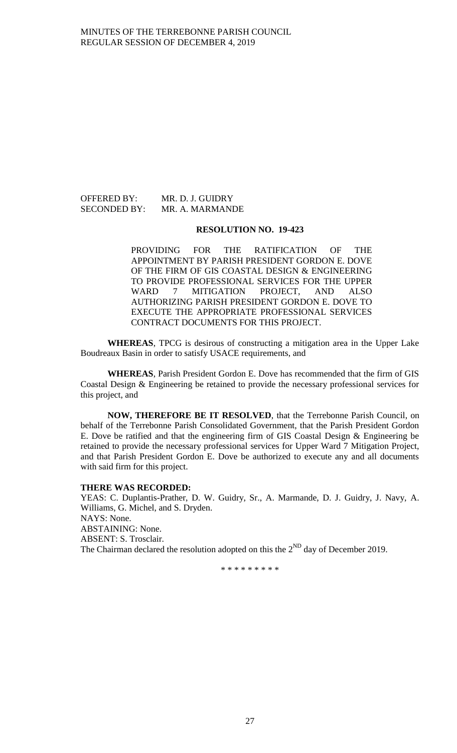OFFERED BY: MR. D. J. GUIDRY
SECONDED BY: MR. A. MARMANDE

**RESOLUTION NO. 19-423**

PROVIDING FOR THE RATIFICATION OF THE APPOINTMENT BY PARISH PRESIDENT GORDON E. DOVE OF THE FIRM OF GIS COASTAL DESIGN & ENGINEERING TO PROVIDE PROFESSIONAL SERVICES FOR THE UPPER WARD 7 MITIGATION PROJECT, AND ALSO AUTHORIZING PARISH PRESIDENT GORDON E. DOVE TO EXECUTE THE APPROPRIATE PROFESSIONAL SERVICES CONTRACT DOCUMENTS FOR THIS PROJECT.

**WHEREAS**, TPCG is desirous of constructing a mitigation area in the Upper Lake Boudreaux Basin in order to satisfy USACE requirements, and

**WHEREAS**, Parish President Gordon E. Dove has recommended that the firm of GIS Coastal Design & Engineering be retained to provide the necessary professional services for this project, and

**NOW, THEREFORE BE IT RESOLVED**, that the Terrebonne Parish Council, on behalf of the Terrebonne Parish Consolidated Government, that the Parish President Gordon E. Dove be ratified and that the engineering firm of GIS Coastal Design & Engineering be retained to provide the necessary professional services for Upper Ward 7 Mitigation Project, and that Parish President Gordon E. Dove be authorized to execute any and all documents with said firm for this project.

**THERE WAS RECORDED:**
YEAS: C. Duplantis-Prather, D. W. Guidry, Sr., A. Marmande, D. J. Guidry, J. Navy, A. Williams, G. Michel, and S. Dryden.
NAYS: None.
ABSTAINING: None.
ABSENT: S. Trosclair.
The Chairman declared the resolution adopted on this the 2ND day of December 2019.

\* \* \* \* \* \* \* \* \*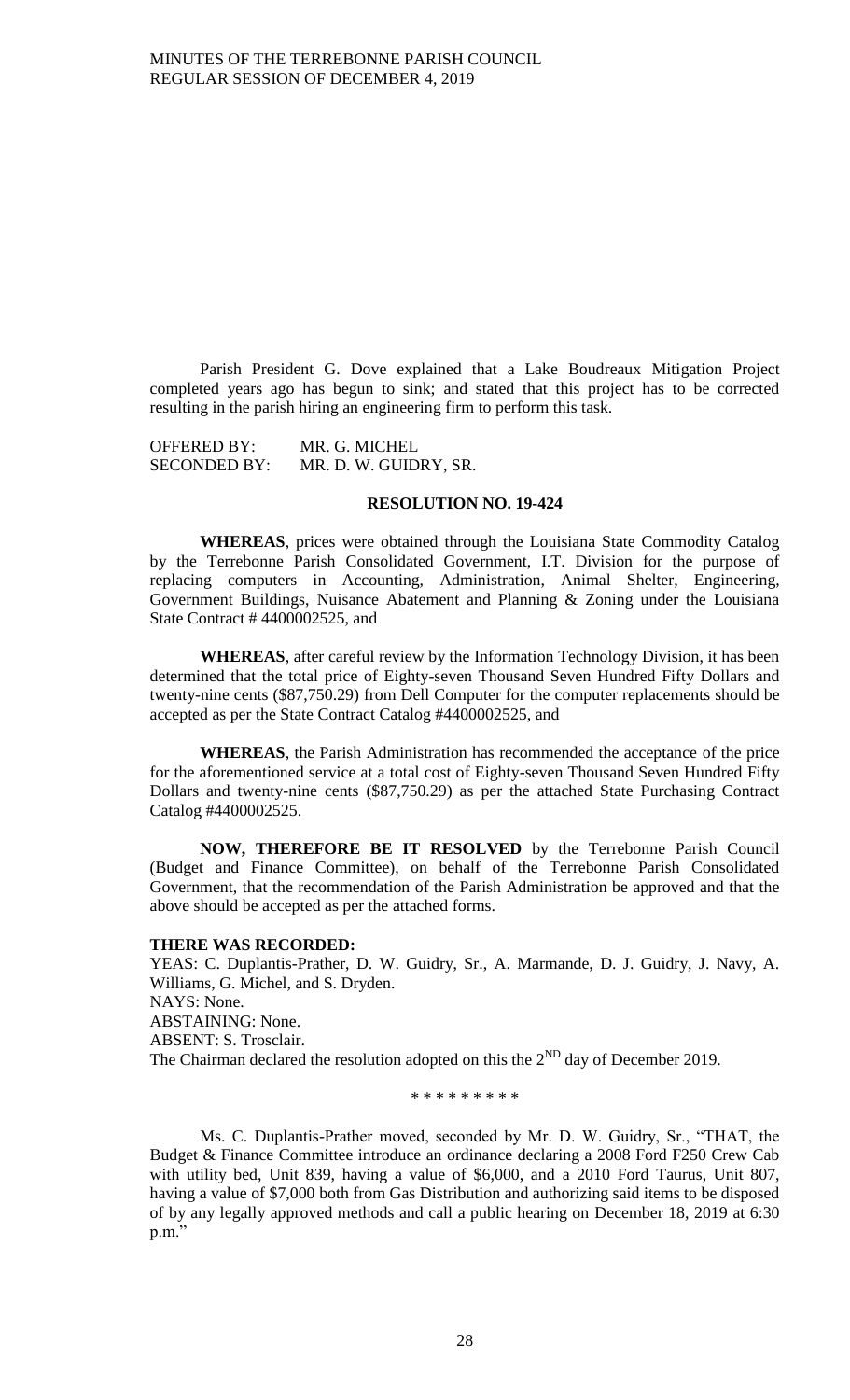Parish President G. Dove explained that a Lake Boudreaux Mitigation Project completed years ago has begun to sink; and stated that this project has to be corrected resulting in the parish hiring an engineering firm to perform this task.

OFFERED BY: MR. G. MICHEL
SECONDED BY: MR. D. W. GUIDRY, SR.

**RESOLUTION NO. 19-424**

**WHEREAS**, prices were obtained through the Louisiana State Commodity Catalog by the Terrebonne Parish Consolidated Government, I.T. Division for the purpose of replacing computers in Accounting, Administration, Animal Shelter, Engineering, Government Buildings, Nuisance Abatement and Planning & Zoning under the Louisiana State Contract # 4400002525, and

**WHEREAS**, after careful review by the Information Technology Division, it has been determined that the total price of Eighty-seven Thousand Seven Hundred Fifty Dollars and twenty-nine cents ($87,750.29) from Dell Computer for the computer replacements should be accepted as per the State Contract Catalog #4400002525, and

**WHEREAS**, the Parish Administration has recommended the acceptance of the price for the aforementioned service at a total cost of Eighty-seven Thousand Seven Hundred Fifty Dollars and twenty-nine cents ($87,750.29) as per the attached State Purchasing Contract Catalog #4400002525.

**NOW, THEREFORE BE IT RESOLVED** by the Terrebonne Parish Council (Budget and Finance Committee), on behalf of the Terrebonne Parish Consolidated Government, that the recommendation of the Parish Administration be approved and that the above should be accepted as per the attached forms.

**THERE WAS RECORDED:**
YEAS: C. Duplantis-Prather, D. W. Guidry, Sr., A. Marmande, D. J. Guidry, J. Navy, A. Williams, G. Michel, and S. Dryden.
NAYS: None.
ABSTAINING: None.
ABSENT: S. Trosclair.
The Chairman declared the resolution adopted on this the 2[ND] day of December 2019.

\* \* \* \* \* \* \* \* \*

Ms. C. Duplantis-Prather moved, seconded by Mr. D. W. Guidry, Sr., "THAT, the Budget & Finance Committee introduce an ordinance declaring a 2008 Ford F250 Crew Cab with utility bed, Unit 839, having a value of $6,000, and a 2010 Ford Taurus, Unit 807, having a value of $7,000 both from Gas Distribution and authorizing said items to be disposed of by any legally approved methods and call a public hearing on December 18, 2019 at 6:30 p.m."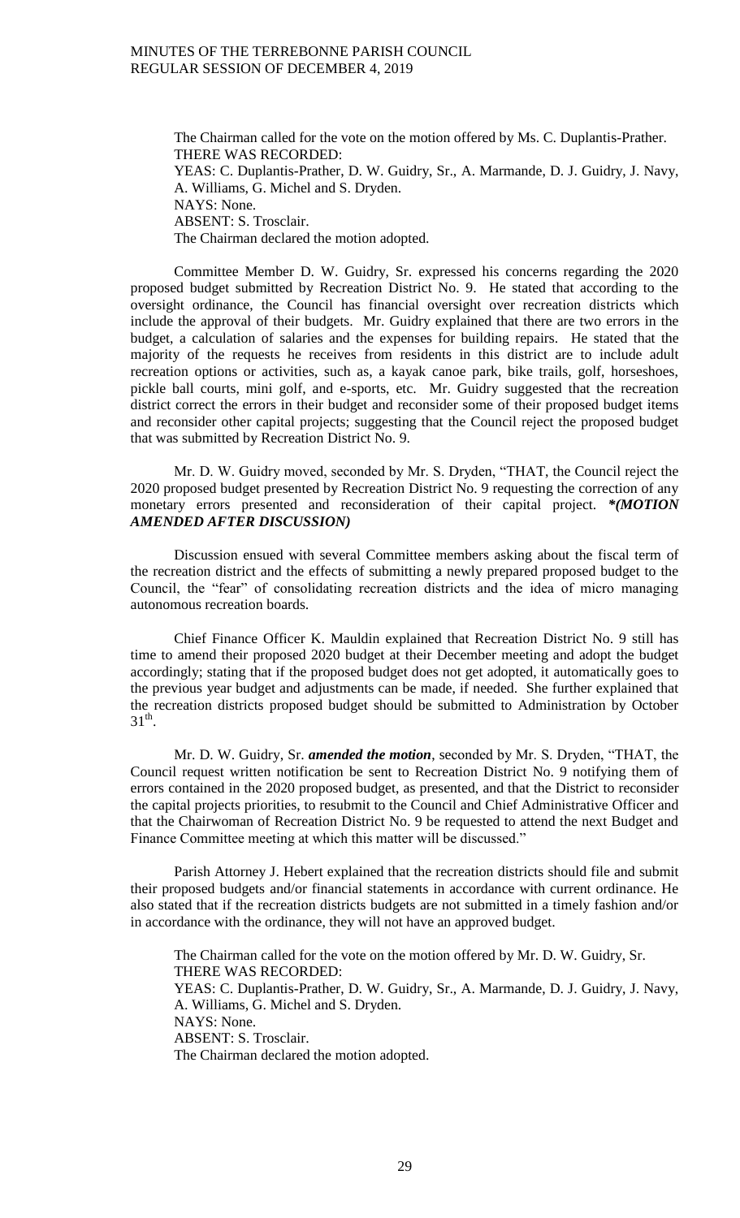The Chairman called for the vote on the motion offered by Ms. C. Duplantis-Prather.
THERE WAS RECORDED:
YEAS: C. Duplantis-Prather, D. W. Guidry, Sr., A. Marmande, D. J. Guidry, J. Navy, A. Williams, G. Michel and S. Dryden.
NAYS: None.
ABSENT: S. Trosclair.
The Chairman declared the motion adopted.

Committee Member D. W. Guidry, Sr. expressed his concerns regarding the 2020 proposed budget submitted by Recreation District No. 9. He stated that according to the oversight ordinance, the Council has financial oversight over recreation districts which include the approval of their budgets. Mr. Guidry explained that there are two errors in the budget, a calculation of salaries and the expenses for building repairs. He stated that the majority of the requests he receives from residents in this district are to include adult recreation options or activities, such as, a kayak canoe park, bike trails, golf, horseshoes, pickle ball courts, mini golf, and e-sports, etc. Mr. Guidry suggested that the recreation district correct the errors in their budget and reconsider some of their proposed budget items and reconsider other capital projects; suggesting that the Council reject the proposed budget that was submitted by Recreation District No. 9.

Mr. D. W. Guidry moved, seconded by Mr. S. Dryden, "THAT, the Council reject the 2020 proposed budget presented by Recreation District No. 9 requesting the correction of any monetary errors presented and reconsideration of their capital project. ***(MOTION AMENDED AFTER DISCUSSION)***

Discussion ensued with several Committee members asking about the fiscal term of the recreation district and the effects of submitting a newly prepared proposed budget to the Council, the "fear" of consolidating recreation districts and the idea of micro managing autonomous recreation boards.

Chief Finance Officer K. Mauldin explained that Recreation District No. 9 still has time to amend their proposed 2020 budget at their December meeting and adopt the budget accordingly; stating that if the proposed budget does not get adopted, it automatically goes to the previous year budget and adjustments can be made, if needed. She further explained that the recreation districts proposed budget should be submitted to Administration by October 31st.

Mr. D. W. Guidry, Sr. ***amended the motion***, seconded by Mr. S. Dryden, "THAT, the Council request written notification be sent to Recreation District No. 9 notifying them of errors contained in the 2020 proposed budget, as presented, and that the District to reconsider the capital projects priorities, to resubmit to the Council and Chief Administrative Officer and that the Chairwoman of Recreation District No. 9 be requested to attend the next Budget and Finance Committee meeting at which this matter will be discussed."

Parish Attorney J. Hebert explained that the recreation districts should file and submit their proposed budgets and/or financial statements in accordance with current ordinance. He also stated that if the recreation districts budgets are not submitted in a timely fashion and/or in accordance with the ordinance, they will not have an approved budget.

The Chairman called for the vote on the motion offered by Mr. D. W. Guidry, Sr.
THERE WAS RECORDED:
YEAS: C. Duplantis-Prather, D. W. Guidry, Sr., A. Marmande, D. J. Guidry, J. Navy, A. Williams, G. Michel and S. Dryden.
NAYS: None.
ABSENT: S. Trosclair.
The Chairman declared the motion adopted.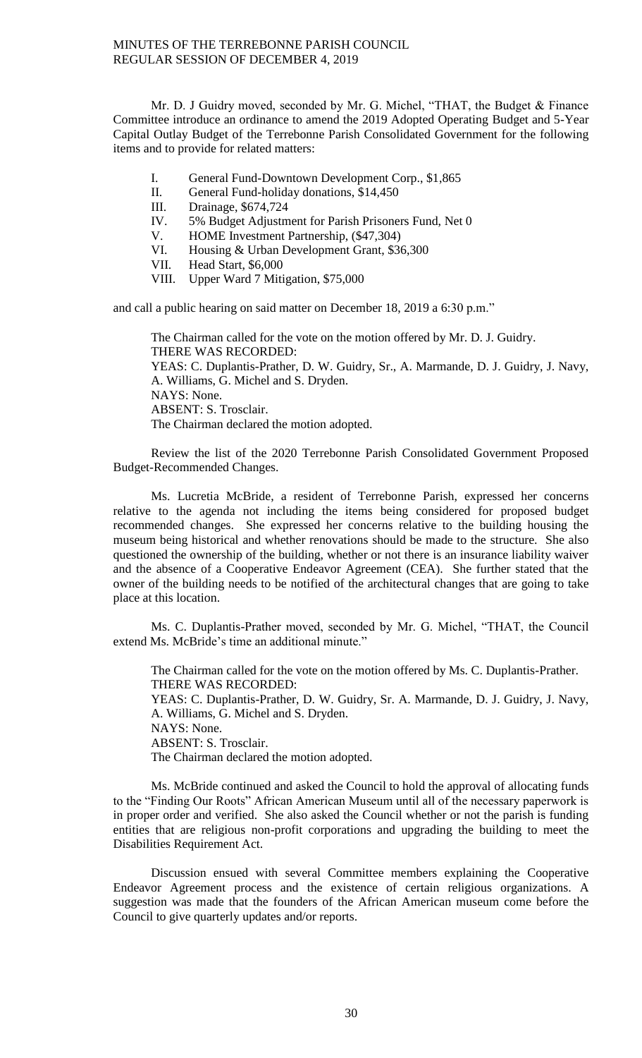Mr. D. J Guidry moved, seconded by Mr. G. Michel, "THAT, the Budget & Finance Committee introduce an ordinance to amend the 2019 Adopted Operating Budget and 5-Year Capital Outlay Budget of the Terrebonne Parish Consolidated Government for the following items and to provide for related matters:

- I. General Fund-Downtown Development Corp., $1,865
- II. General Fund-holiday donations, $14,450
- III. Drainage, $674,724
- IV. 5% Budget Adjustment for Parish Prisoners Fund, Net 0
- V. HOME Investment Partnership, ($47,304)
- VI. Housing & Urban Development Grant, $36,300
- VII. Head Start, $6,000
- VIII. Upper Ward 7 Mitigation, $75,000

and call a public hearing on said matter on December 18, 2019 a 6:30 p.m."

The Chairman called for the vote on the motion offered by Mr. D. J. Guidry.
THERE WAS RECORDED:
YEAS: C. Duplantis-Prather, D. W. Guidry, Sr., A. Marmande, D. J. Guidry, J. Navy, A. Williams, G. Michel and S. Dryden.
NAYS: None.
ABSENT: S. Trosclair.
The Chairman declared the motion adopted.

Review the list of the 2020 Terrebonne Parish Consolidated Government Proposed Budget-Recommended Changes.

Ms. Lucretia McBride, a resident of Terrebonne Parish, expressed her concerns relative to the agenda not including the items being considered for proposed budget recommended changes. She expressed her concerns relative to the building housing the museum being historical and whether renovations should be made to the structure. She also questioned the ownership of the building, whether or not there is an insurance liability waiver and the absence of a Cooperative Endeavor Agreement (CEA). She further stated that the owner of the building needs to be notified of the architectural changes that are going to take place at this location.

Ms. C. Duplantis-Prather moved, seconded by Mr. G. Michel, "THAT, the Council extend Ms. McBride's time an additional minute."

The Chairman called for the vote on the motion offered by Ms. C. Duplantis-Prather.
THERE WAS RECORDED:
YEAS: C. Duplantis-Prather, D. W. Guidry, Sr. A. Marmande, D. J. Guidry, J. Navy, A. Williams, G. Michel and S. Dryden.
NAYS: None.
ABSENT: S. Trosclair.
The Chairman declared the motion adopted.

Ms. McBride continued and asked the Council to hold the approval of allocating funds to the "Finding Our Roots" African American Museum until all of the necessary paperwork is in proper order and verified. She also asked the Council whether or not the parish is funding entities that are religious non-profit corporations and upgrading the building to meet the Disabilities Requirement Act.

Discussion ensued with several Committee members explaining the Cooperative Endeavor Agreement process and the existence of certain religious organizations. A suggestion was made that the founders of the African American museum come before the Council to give quarterly updates and/or reports.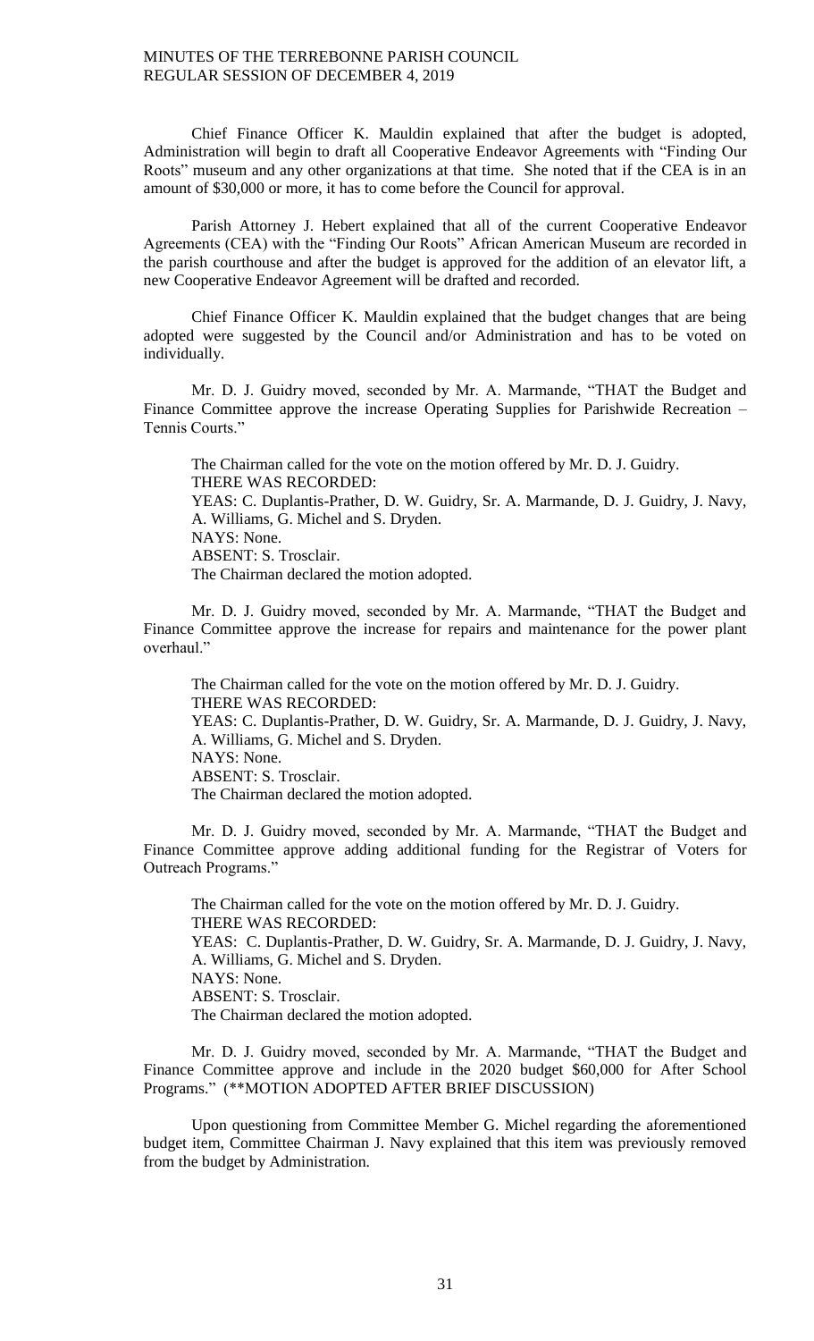Chief Finance Officer K. Mauldin explained that after the budget is adopted, Administration will begin to draft all Cooperative Endeavor Agreements with "Finding Our Roots" museum and any other organizations at that time. She noted that if the CEA is in an amount of $30,000 or more, it has to come before the Council for approval.

Parish Attorney J. Hebert explained that all of the current Cooperative Endeavor Agreements (CEA) with the "Finding Our Roots" African American Museum are recorded in the parish courthouse and after the budget is approved for the addition of an elevator lift, a new Cooperative Endeavor Agreement will be drafted and recorded.

Chief Finance Officer K. Mauldin explained that the budget changes that are being adopted were suggested by the Council and/or Administration and has to be voted on individually.

Mr. D. J. Guidry moved, seconded by Mr. A. Marmande, "THAT the Budget and Finance Committee approve the increase Operating Supplies for Parishwide Recreation – Tennis Courts."

The Chairman called for the vote on the motion offered by Mr. D. J. Guidry.
THERE WAS RECORDED:
YEAS: C. Duplantis-Prather, D. W. Guidry, Sr. A. Marmande, D. J. Guidry, J. Navy, A. Williams, G. Michel and S. Dryden.
NAYS: None.
ABSENT: S. Trosclair.
The Chairman declared the motion adopted.

Mr. D. J. Guidry moved, seconded by Mr. A. Marmande, "THAT the Budget and Finance Committee approve the increase for repairs and maintenance for the power plant overhaul."

The Chairman called for the vote on the motion offered by Mr. D. J. Guidry.
THERE WAS RECORDED:
YEAS: C. Duplantis-Prather, D. W. Guidry, Sr. A. Marmande, D. J. Guidry, J. Navy, A. Williams, G. Michel and S. Dryden.
NAYS: None.
ABSENT: S. Trosclair.
The Chairman declared the motion adopted.

Mr. D. J. Guidry moved, seconded by Mr. A. Marmande, "THAT the Budget and Finance Committee approve adding additional funding for the Registrar of Voters for Outreach Programs."

The Chairman called for the vote on the motion offered by Mr. D. J. Guidry.
THERE WAS RECORDED:
YEAS: C. Duplantis-Prather, D. W. Guidry, Sr. A. Marmande, D. J. Guidry, J. Navy, A. Williams, G. Michel and S. Dryden.
NAYS: None.
ABSENT: S. Trosclair.
The Chairman declared the motion adopted.

Mr. D. J. Guidry moved, seconded by Mr. A. Marmande, "THAT the Budget and Finance Committee approve and include in the 2020 budget $60,000 for After School Programs." (**MOTION ADOPTED AFTER BRIEF DISCUSSION)

Upon questioning from Committee Member G. Michel regarding the aforementioned budget item, Committee Chairman J. Navy explained that this item was previously removed from the budget by Administration.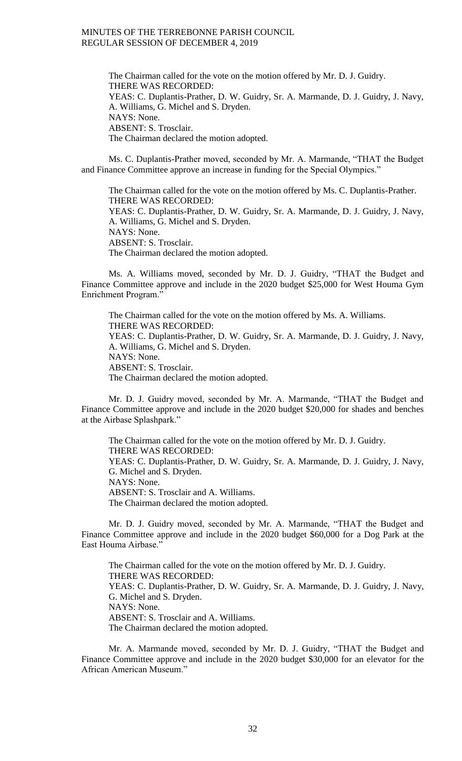The Chairman called for the vote on the motion offered by Mr. D. J. Guidry.
THERE WAS RECORDED:
YEAS: C. Duplantis-Prather, D. W. Guidry, Sr. A. Marmande, D. J. Guidry, J. Navy, A. Williams, G. Michel and S. Dryden.
NAYS: None.
ABSENT: S. Trosclair.
The Chairman declared the motion adopted.

Ms. C. Duplantis-Prather moved, seconded by Mr. A. Marmande, "THAT the Budget and Finance Committee approve an increase in funding for the Special Olympics."

The Chairman called for the vote on the motion offered by Ms. C. Duplantis-Prather.
THERE WAS RECORDED:
YEAS: C. Duplantis-Prather, D. W. Guidry, Sr. A. Marmande, D. J. Guidry, J. Navy, A. Williams, G. Michel and S. Dryden.
NAYS: None.
ABSENT: S. Trosclair.
The Chairman declared the motion adopted.

Ms. A. Williams moved, seconded by Mr. D. J. Guidry, "THAT the Budget and Finance Committee approve and include in the 2020 budget $25,000 for West Houma Gym Enrichment Program."

The Chairman called for the vote on the motion offered by Ms. A. Williams.
THERE WAS RECORDED:
YEAS: C. Duplantis-Prather, D. W. Guidry, Sr. A. Marmande, D. J. Guidry, J. Navy, A. Williams, G. Michel and S. Dryden.
NAYS: None.
ABSENT: S. Trosclair.
The Chairman declared the motion adopted.

Mr. D. J. Guidry moved, seconded by Mr. A. Marmande, "THAT the Budget and Finance Committee approve and include in the 2020 budget $20,000 for shades and benches at the Airbase Splashpark."

The Chairman called for the vote on the motion offered by Mr. D. J. Guidry.
THERE WAS RECORDED:
YEAS: C. Duplantis-Prather, D. W. Guidry, Sr. A. Marmande, D. J. Guidry, J. Navy, G. Michel and S. Dryden.
NAYS: None.
ABSENT: S. Trosclair and A. Williams.
The Chairman declared the motion adopted.

Mr. D. J. Guidry moved, seconded by Mr. A. Marmande, "THAT the Budget and Finance Committee approve and include in the 2020 budget $60,000 for a Dog Park at the East Houma Airbase."

The Chairman called for the vote on the motion offered by Mr. D. J. Guidry.
THERE WAS RECORDED:
YEAS: C. Duplantis-Prather, D. W. Guidry, Sr. A. Marmande, D. J. Guidry, J. Navy, G. Michel and S. Dryden.
NAYS: None.
ABSENT: S. Trosclair and A. Williams.
The Chairman declared the motion adopted.

Mr. A. Marmande moved, seconded by Mr. D. J. Guidry, "THAT the Budget and Finance Committee approve and include in the 2020 budget $30,000 for an elevator for the African American Museum."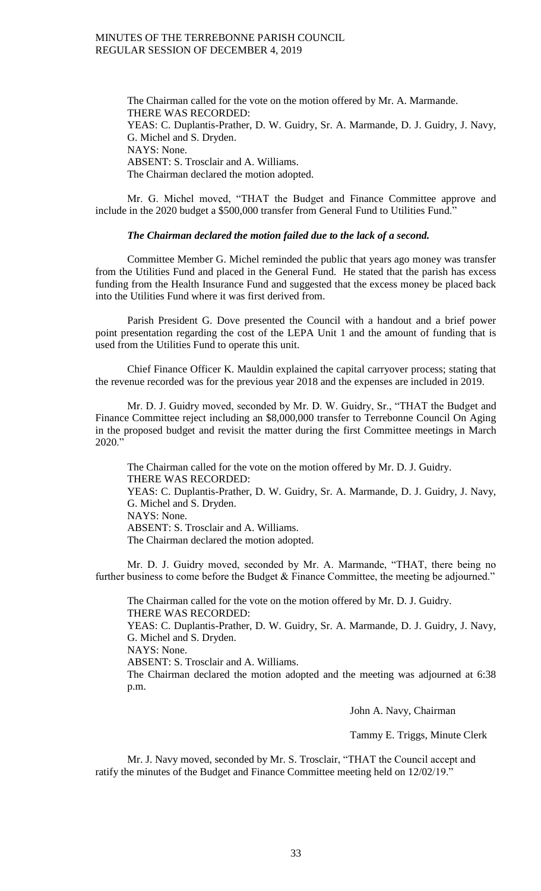The Chairman called for the vote on the motion offered by Mr. A. Marmande.
THERE WAS RECORDED:
YEAS: C. Duplantis-Prather, D. W. Guidry, Sr. A. Marmande, D. J. Guidry, J. Navy, G. Michel and S. Dryden.
NAYS: None.
ABSENT: S. Trosclair and A. Williams.
The Chairman declared the motion adopted.

Mr. G. Michel moved, "THAT the Budget and Finance Committee approve and include in the 2020 budget a $500,000 transfer from General Fund to Utilities Fund."

***The Chairman declared the motion failed due to the lack of a second.***

Committee Member G. Michel reminded the public that years ago money was transfer from the Utilities Fund and placed in the General Fund. He stated that the parish has excess funding from the Health Insurance Fund and suggested that the excess money be placed back into the Utilities Fund where it was first derived from.

Parish President G. Dove presented the Council with a handout and a brief power point presentation regarding the cost of the LEPA Unit 1 and the amount of funding that is used from the Utilities Fund to operate this unit.

Chief Finance Officer K. Mauldin explained the capital carryover process; stating that the revenue recorded was for the previous year 2018 and the expenses are included in 2019.

Mr. D. J. Guidry moved, seconded by Mr. D. W. Guidry, Sr., "THAT the Budget and Finance Committee reject including an $8,000,000 transfer to Terrebonne Council On Aging in the proposed budget and revisit the matter during the first Committee meetings in March 2020."

The Chairman called for the vote on the motion offered by Mr. D. J. Guidry.
THERE WAS RECORDED:
YEAS: C. Duplantis-Prather, D. W. Guidry, Sr. A. Marmande, D. J. Guidry, J. Navy, G. Michel and S. Dryden.
NAYS: None.
ABSENT: S. Trosclair and A. Williams.
The Chairman declared the motion adopted.

Mr. D. J. Guidry moved, seconded by Mr. A. Marmande, "THAT, there being no further business to come before the Budget & Finance Committee, the meeting be adjourned."

The Chairman called for the vote on the motion offered by Mr. D. J. Guidry.
THERE WAS RECORDED:
YEAS: C. Duplantis-Prather, D. W. Guidry, Sr. A. Marmande, D. J. Guidry, J. Navy, G. Michel and S. Dryden.
NAYS: None.
ABSENT: S. Trosclair and A. Williams.
The Chairman declared the motion adopted and the meeting was adjourned at 6:38 p.m.

John A. Navy, Chairman

Tammy E. Triggs, Minute Clerk

Mr. J. Navy moved, seconded by Mr. S. Trosclair, "THAT the Council accept and ratify the minutes of the Budget and Finance Committee meeting held on 12/02/19."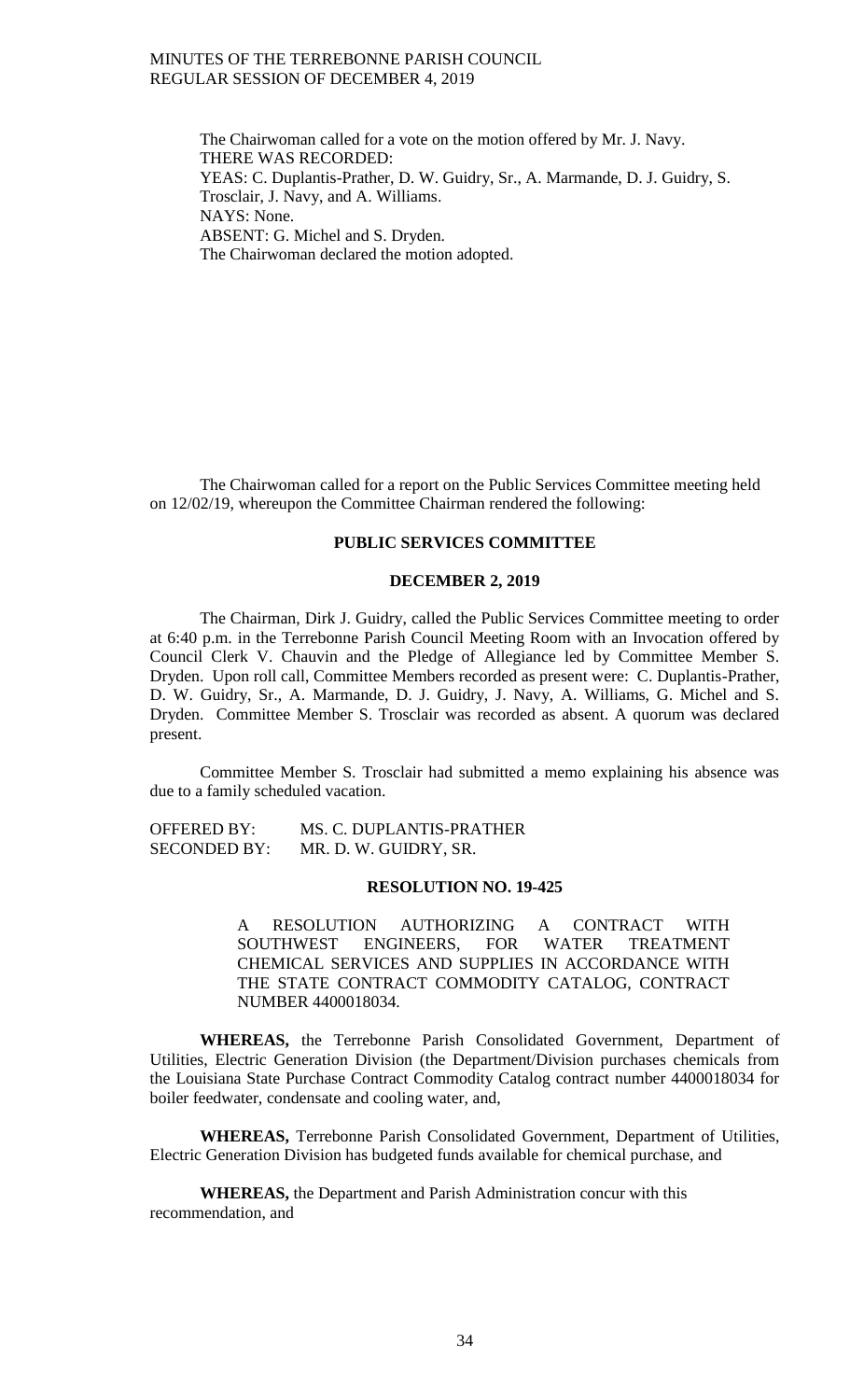The Chairwoman called for a vote on the motion offered by Mr. J. Navy.
THERE WAS RECORDED:
YEAS: C. Duplantis-Prather, D. W. Guidry, Sr., A. Marmande, D. J. Guidry, S. Trosclair, J. Navy, and A. Williams.
NAYS: None.
ABSENT: G. Michel and S. Dryden.
The Chairwoman declared the motion adopted.

The Chairwoman called for a report on the Public Services Committee meeting held on 12/02/19, whereupon the Committee Chairman rendered the following:

**PUBLIC SERVICES COMMITTEE**

**DECEMBER 2, 2019**

The Chairman, Dirk J. Guidry, called the Public Services Committee meeting to order at 6:40 p.m. in the Terrebonne Parish Council Meeting Room with an Invocation offered by Council Clerk V. Chauvin and the Pledge of Allegiance led by Committee Member S. Dryden. Upon roll call, Committee Members recorded as present were: C. Duplantis-Prather, D. W. Guidry, Sr., A. Marmande, D. J. Guidry, J. Navy, A. Williams, G. Michel and S. Dryden. Committee Member S. Trosclair was recorded as absent. A quorum was declared present.

Committee Member S. Trosclair had submitted a memo explaining his absence was due to a family scheduled vacation.

OFFERED BY: MS. C. DUPLANTIS-PRATHER
SECONDED BY: MR. D. W. GUIDRY, SR.

**RESOLUTION NO. 19-425**

A RESOLUTION AUTHORIZING A CONTRACT WITH SOUTHWEST ENGINEERS, FOR WATER TREATMENT CHEMICAL SERVICES AND SUPPLIES IN ACCORDANCE WITH THE STATE CONTRACT COMMODITY CATALOG, CONTRACT NUMBER 4400018034.

**WHEREAS,** the Terrebonne Parish Consolidated Government, Department of Utilities, Electric Generation Division (the Department/Division purchases chemicals from the Louisiana State Purchase Contract Commodity Catalog contract number 4400018034 for boiler feedwater, condensate and cooling water, and,

**WHEREAS,** Terrebonne Parish Consolidated Government, Department of Utilities, Electric Generation Division has budgeted funds available for chemical purchase, and

**WHEREAS,** the Department and Parish Administration concur with this recommendation, and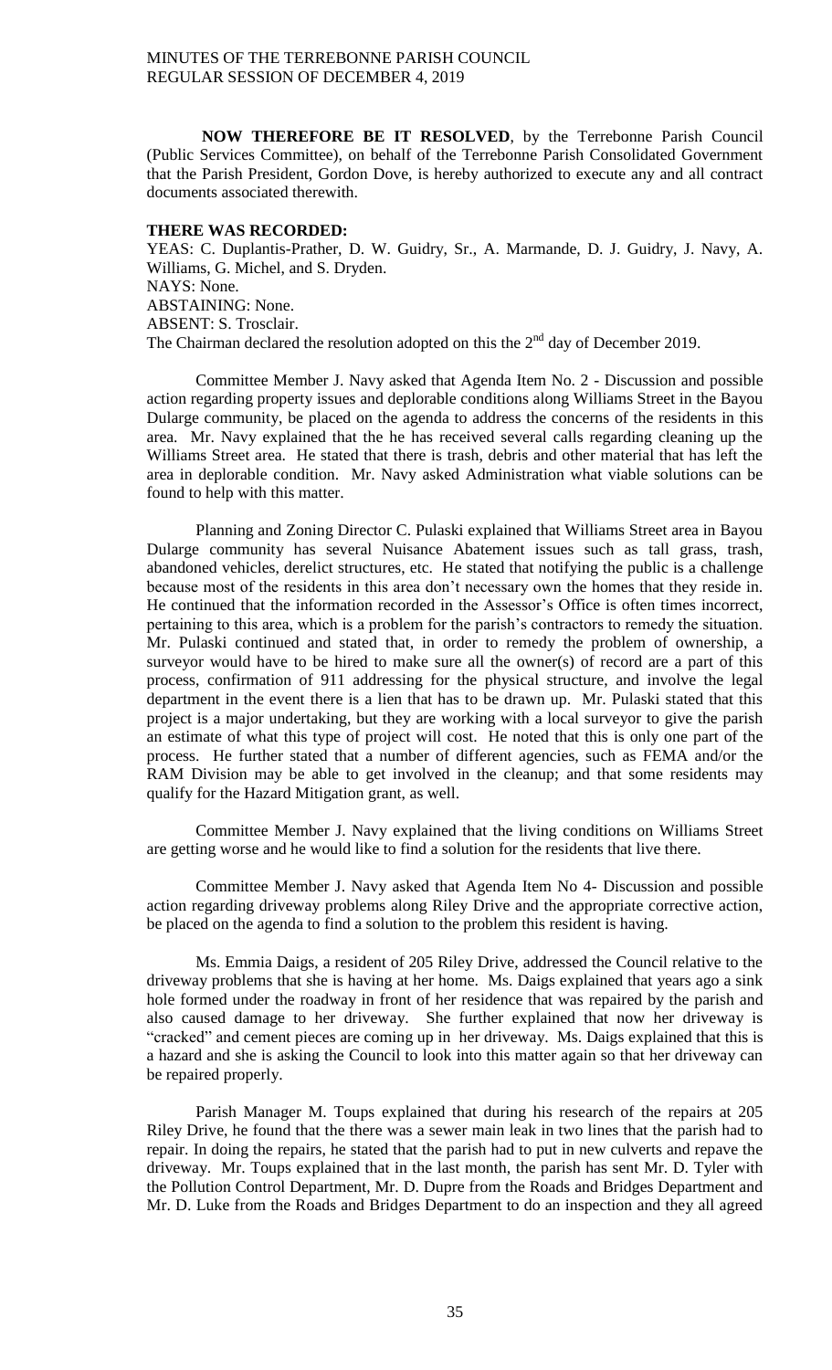**NOW THEREFORE BE IT RESOLVED**, by the Terrebonne Parish Council (Public Services Committee), on behalf of the Terrebonne Parish Consolidated Government that the Parish President, Gordon Dove, is hereby authorized to execute any and all contract documents associated therewith.

**THERE WAS RECORDED:**

YEAS: C. Duplantis-Prather, D. W. Guidry, Sr., A. Marmande, D. J. Guidry, J. Navy, A. Williams, G. Michel, and S. Dryden.
NAYS: None.
ABSTAINING: None.
ABSENT: S. Trosclair.
The Chairman declared the resolution adopted on this the 2nd day of December 2019.

Committee Member J. Navy asked that Agenda Item No. 2 - Discussion and possible action regarding property issues and deplorable conditions along Williams Street in the Bayou Dularge community, be placed on the agenda to address the concerns of the residents in this area. Mr. Navy explained that the he has received several calls regarding cleaning up the Williams Street area. He stated that there is trash, debris and other material that has left the area in deplorable condition. Mr. Navy asked Administration what viable solutions can be found to help with this matter.

Planning and Zoning Director C. Pulaski explained that Williams Street area in Bayou Dularge community has several Nuisance Abatement issues such as tall grass, trash, abandoned vehicles, derelict structures, etc. He stated that notifying the public is a challenge because most of the residents in this area don't necessary own the homes that they reside in. He continued that the information recorded in the Assessor's Office is often times incorrect, pertaining to this area, which is a problem for the parish's contractors to remedy the situation. Mr. Pulaski continued and stated that, in order to remedy the problem of ownership, a surveyor would have to be hired to make sure all the owner(s) of record are a part of this process, confirmation of 911 addressing for the physical structure, and involve the legal department in the event there is a lien that has to be drawn up. Mr. Pulaski stated that this project is a major undertaking, but they are working with a local surveyor to give the parish an estimate of what this type of project will cost. He noted that this is only one part of the process. He further stated that a number of different agencies, such as FEMA and/or the RAM Division may be able to get involved in the cleanup; and that some residents may qualify for the Hazard Mitigation grant, as well.

Committee Member J. Navy explained that the living conditions on Williams Street are getting worse and he would like to find a solution for the residents that live there.

Committee Member J. Navy asked that Agenda Item No 4- Discussion and possible action regarding driveway problems along Riley Drive and the appropriate corrective action, be placed on the agenda to find a solution to the problem this resident is having.

Ms. Emmia Daigs, a resident of 205 Riley Drive, addressed the Council relative to the driveway problems that she is having at her home. Ms. Daigs explained that years ago a sink hole formed under the roadway in front of her residence that was repaired by the parish and also caused damage to her driveway. She further explained that now her driveway is "cracked" and cement pieces are coming up in her driveway. Ms. Daigs explained that this is a hazard and she is asking the Council to look into this matter again so that her driveway can be repaired properly.

Parish Manager M. Toups explained that during his research of the repairs at 205 Riley Drive, he found that the there was a sewer main leak in two lines that the parish had to repair. In doing the repairs, he stated that the parish had to put in new culverts and repave the driveway. Mr. Toups explained that in the last month, the parish has sent Mr. D. Tyler with the Pollution Control Department, Mr. D. Dupre from the Roads and Bridges Department and Mr. D. Luke from the Roads and Bridges Department to do an inspection and they all agreed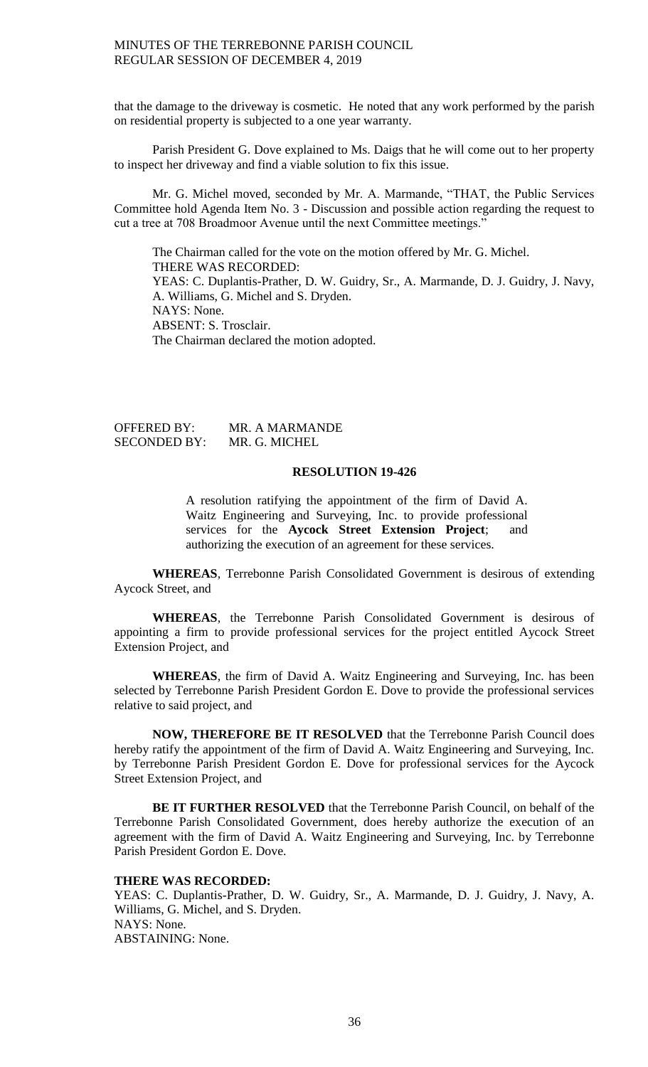that the damage to the driveway is cosmetic. He noted that any work performed by the parish on residential property is subjected to a one year warranty.

Parish President G. Dove explained to Ms. Daigs that he will come out to her property to inspect her driveway and find a viable solution to fix this issue.

Mr. G. Michel moved, seconded by Mr. A. Marmande, "THAT, the Public Services Committee hold Agenda Item No. 3 - Discussion and possible action regarding the request to cut a tree at 708 Broadmoor Avenue until the next Committee meetings."

The Chairman called for the vote on the motion offered by Mr. G. Michel.
THERE WAS RECORDED:
YEAS: C. Duplantis-Prather, D. W. Guidry, Sr., A. Marmande, D. J. Guidry, J. Navy, A. Williams, G. Michel and S. Dryden.
NAYS: None.
ABSENT: S. Trosclair.
The Chairman declared the motion adopted.

OFFERED BY: MR. A MARMANDE
SECONDED BY: MR. G. MICHEL

**RESOLUTION 19-426**

A resolution ratifying the appointment of the firm of David A. Waitz Engineering and Surveying, Inc. to provide professional services for the **Aycock Street Extension Project**; and authorizing the execution of an agreement for these services.

**WHEREAS**, Terrebonne Parish Consolidated Government is desirous of extending Aycock Street, and

**WHEREAS**, the Terrebonne Parish Consolidated Government is desirous of appointing a firm to provide professional services for the project entitled Aycock Street Extension Project, and

**WHEREAS**, the firm of David A. Waitz Engineering and Surveying, Inc. has been selected by Terrebonne Parish President Gordon E. Dove to provide the professional services relative to said project, and

**NOW, THEREFORE BE IT RESOLVED** that the Terrebonne Parish Council does hereby ratify the appointment of the firm of David A. Waitz Engineering and Surveying, Inc. by Terrebonne Parish President Gordon E. Dove for professional services for the Aycock Street Extension Project, and

**BE IT FURTHER RESOLVED** that the Terrebonne Parish Council, on behalf of the Terrebonne Parish Consolidated Government, does hereby authorize the execution of an agreement with the firm of David A. Waitz Engineering and Surveying, Inc. by Terrebonne Parish President Gordon E. Dove.

**THERE WAS RECORDED:**
YEAS: C. Duplantis-Prather, D. W. Guidry, Sr., A. Marmande, D. J. Guidry, J. Navy, A. Williams, G. Michel, and S. Dryden.
NAYS: None.
ABSTAINING: None.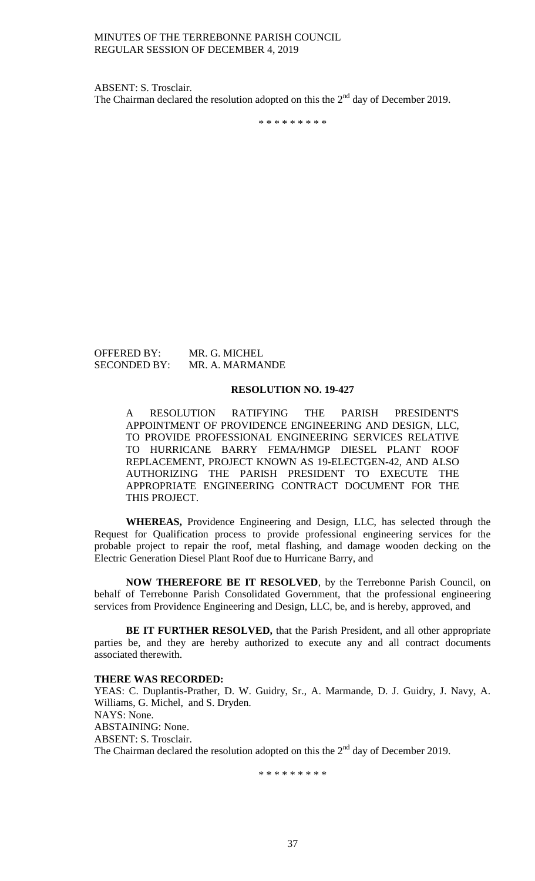ABSENT: S. Trosclair.
The Chairman declared the resolution adopted on this the 2nd day of December 2019.

\* \* \* \* \* \* \* \* \*

OFFERED BY: MR. G. MICHEL
SECONDED BY: MR. A. MARMANDE

**RESOLUTION NO. 19-427**

A RESOLUTION RATIFYING THE PARISH PRESIDENT'S APPOINTMENT OF PROVIDENCE ENGINEERING AND DESIGN, LLC, TO PROVIDE PROFESSIONAL ENGINEERING SERVICES RELATIVE TO HURRICANE BARRY FEMA/HMGP DIESEL PLANT ROOF REPLACEMENT, PROJECT KNOWN AS 19-ELECTGEN-42, AND ALSO AUTHORIZING THE PARISH PRESIDENT TO EXECUTE THE APPROPRIATE ENGINEERING CONTRACT DOCUMENT FOR THE THIS PROJECT.

**WHEREAS,** Providence Engineering and Design, LLC, has selected through the Request for Qualification process to provide professional engineering services for the probable project to repair the roof, metal flashing, and damage wooden decking on the Electric Generation Diesel Plant Roof due to Hurricane Barry, and

**NOW THEREFORE BE IT RESOLVED**, by the Terrebonne Parish Council, on behalf of Terrebonne Parish Consolidated Government, that the professional engineering services from Providence Engineering and Design, LLC, be, and is hereby, approved, and

**BE IT FURTHER RESOLVED,** that the Parish President, and all other appropriate parties be, and they are hereby authorized to execute any and all contract documents associated therewith.

**THERE WAS RECORDED:**
YEAS: C. Duplantis-Prather, D. W. Guidry, Sr., A. Marmande, D. J. Guidry, J. Navy, A. Williams, G. Michel, and S. Dryden.
NAYS: None.
ABSTAINING: None.
ABSENT: S. Trosclair.
The Chairman declared the resolution adopted on this the 2nd day of December 2019.

\* \* \* \* \* \* \* \* \*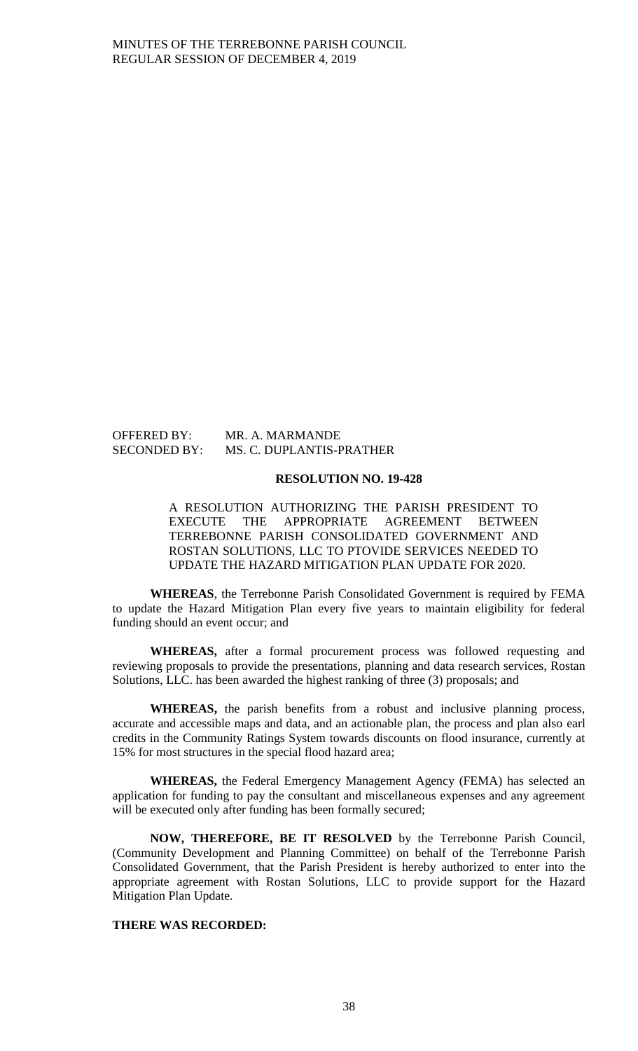OFFERED BY: MR. A. MARMANDE
SECONDED BY: MS. C. DUPLANTIS-PRATHER

**RESOLUTION NO. 19-428**

A RESOLUTION AUTHORIZING THE PARISH PRESIDENT TO EXECUTE THE APPROPRIATE AGREEMENT BETWEEN TERREBONNE PARISH CONSOLIDATED GOVERNMENT AND ROSTAN SOLUTIONS, LLC TO PTOVIDE SERVICES NEEDED TO UPDATE THE HAZARD MITIGATION PLAN UPDATE FOR 2020.

**WHEREAS**, the Terrebonne Parish Consolidated Government is required by FEMA to update the Hazard Mitigation Plan every five years to maintain eligibility for federal funding should an event occur; and

**WHEREAS,** after a formal procurement process was followed requesting and reviewing proposals to provide the presentations, planning and data research services, Rostan Solutions, LLC. has been awarded the highest ranking of three (3) proposals; and

**WHEREAS,** the parish benefits from a robust and inclusive planning process, accurate and accessible maps and data, and an actionable plan, the process and plan also earl credits in the Community Ratings System towards discounts on flood insurance, currently at 15% for most structures in the special flood hazard area;

**WHEREAS,** the Federal Emergency Management Agency (FEMA) has selected an application for funding to pay the consultant and miscellaneous expenses and any agreement will be executed only after funding has been formally secured;

**NOW, THEREFORE, BE IT RESOLVED** by the Terrebonne Parish Council, (Community Development and Planning Committee) on behalf of the Terrebonne Parish Consolidated Government, that the Parish President is hereby authorized to enter into the appropriate agreement with Rostan Solutions, LLC to provide support for the Hazard Mitigation Plan Update.

**THERE WAS RECORDED:**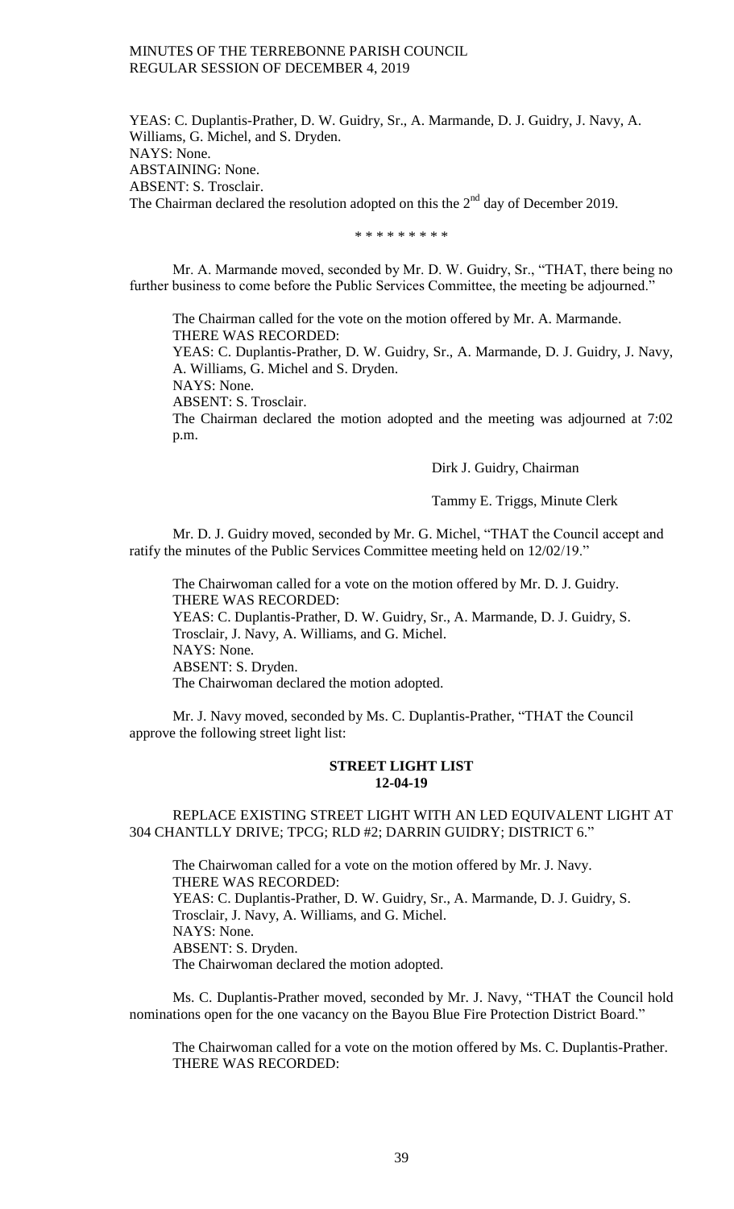YEAS: C. Duplantis-Prather, D. W. Guidry, Sr., A. Marmande, D. J. Guidry, J. Navy, A. Williams, G. Michel, and S. Dryden.
NAYS: None.
ABSTAINING: None.
ABSENT: S. Trosclair.
The Chairman declared the resolution adopted on this the 2nd day of December 2019.

\* \* \* \* \* \* \* \* \*

Mr. A. Marmande moved, seconded by Mr. D. W. Guidry, Sr., "THAT, there being no further business to come before the Public Services Committee, the meeting be adjourned."

The Chairman called for the vote on the motion offered by Mr. A. Marmande.
THERE WAS RECORDED:
YEAS: C. Duplantis-Prather, D. W. Guidry, Sr., A. Marmande, D. J. Guidry, J. Navy, A. Williams, G. Michel and S. Dryden.
NAYS: None.
ABSENT: S. Trosclair.
The Chairman declared the motion adopted and the meeting was adjourned at 7:02 p.m.

Dirk J. Guidry, Chairman

Tammy E. Triggs, Minute Clerk

Mr. D. J. Guidry moved, seconded by Mr. G. Michel, "THAT the Council accept and ratify the minutes of the Public Services Committee meeting held on 12/02/19."

The Chairwoman called for a vote on the motion offered by Mr. D. J. Guidry.
THERE WAS RECORDED:
YEAS: C. Duplantis-Prather, D. W. Guidry, Sr., A. Marmande, D. J. Guidry, S. Trosclair, J. Navy, A. Williams, and G. Michel.
NAYS: None.
ABSENT: S. Dryden.
The Chairwoman declared the motion adopted.

Mr. J. Navy moved, seconded by Ms. C. Duplantis-Prather, "THAT the Council approve the following street light list:

**STREET LIGHT LIST**
**12-04-19**

REPLACE EXISTING STREET LIGHT WITH AN LED EQUIVALENT LIGHT AT 304 CHANTLLY DRIVE; TPCG; RLD #2; DARRIN GUIDRY; DISTRICT 6."

The Chairwoman called for a vote on the motion offered by Mr. J. Navy.
THERE WAS RECORDED:
YEAS: C. Duplantis-Prather, D. W. Guidry, Sr., A. Marmande, D. J. Guidry, S. Trosclair, J. Navy, A. Williams, and G. Michel.
NAYS: None.
ABSENT: S. Dryden.
The Chairwoman declared the motion adopted.

Ms. C. Duplantis-Prather moved, seconded by Mr. J. Navy, "THAT the Council hold nominations open for the one vacancy on the Bayou Blue Fire Protection District Board."

The Chairwoman called for a vote on the motion offered by Ms. C. Duplantis-Prather.
THERE WAS RECORDED: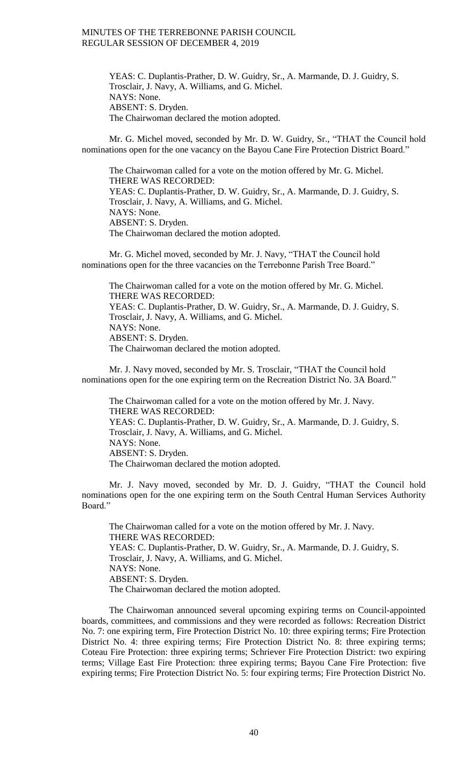YEAS: C. Duplantis-Prather, D. W. Guidry, Sr., A. Marmande, D. J. Guidry, S. Trosclair, J. Navy, A. Williams, and G. Michel.
NAYS: None.
ABSENT: S. Dryden.
The Chairwoman declared the motion adopted.

Mr. G. Michel moved, seconded by Mr. D. W. Guidry, Sr., "THAT the Council hold nominations open for the one vacancy on the Bayou Cane Fire Protection District Board."

The Chairwoman called for a vote on the motion offered by Mr. G. Michel.
THERE WAS RECORDED:
YEAS: C. Duplantis-Prather, D. W. Guidry, Sr., A. Marmande, D. J. Guidry, S. Trosclair, J. Navy, A. Williams, and G. Michel.
NAYS: None.
ABSENT: S. Dryden.
The Chairwoman declared the motion adopted.

Mr. G. Michel moved, seconded by Mr. J. Navy, "THAT the Council hold nominations open for the three vacancies on the Terrebonne Parish Tree Board."

The Chairwoman called for a vote on the motion offered by Mr. G. Michel.
THERE WAS RECORDED:
YEAS: C. Duplantis-Prather, D. W. Guidry, Sr., A. Marmande, D. J. Guidry, S. Trosclair, J. Navy, A. Williams, and G. Michel.
NAYS: None.
ABSENT: S. Dryden.
The Chairwoman declared the motion adopted.

Mr. J. Navy moved, seconded by Mr. S. Trosclair, "THAT the Council hold nominations open for the one expiring term on the Recreation District No. 3A Board."

The Chairwoman called for a vote on the motion offered by Mr. J. Navy.
THERE WAS RECORDED:
YEAS: C. Duplantis-Prather, D. W. Guidry, Sr., A. Marmande, D. J. Guidry, S. Trosclair, J. Navy, A. Williams, and G. Michel.
NAYS: None.
ABSENT: S. Dryden.
The Chairwoman declared the motion adopted.

Mr. J. Navy moved, seconded by Mr. D. J. Guidry, "THAT the Council hold nominations open for the one expiring term on the South Central Human Services Authority Board."

The Chairwoman called for a vote on the motion offered by Mr. J. Navy.
THERE WAS RECORDED:
YEAS: C. Duplantis-Prather, D. W. Guidry, Sr., A. Marmande, D. J. Guidry, S. Trosclair, J. Navy, A. Williams, and G. Michel.
NAYS: None.
ABSENT: S. Dryden.
The Chairwoman declared the motion adopted.

The Chairwoman announced several upcoming expiring terms on Council-appointed boards, committees, and commissions and they were recorded as follows: Recreation District No. 7: one expiring term, Fire Protection District No. 10: three expiring terms; Fire Protection District No. 4: three expiring terms; Fire Protection District No. 8: three expiring terms; Coteau Fire Protection: three expiring terms; Schriever Fire Protection District: two expiring terms; Village East Fire Protection: three expiring terms; Bayou Cane Fire Protection: five expiring terms; Fire Protection District No. 5: four expiring terms; Fire Protection District No.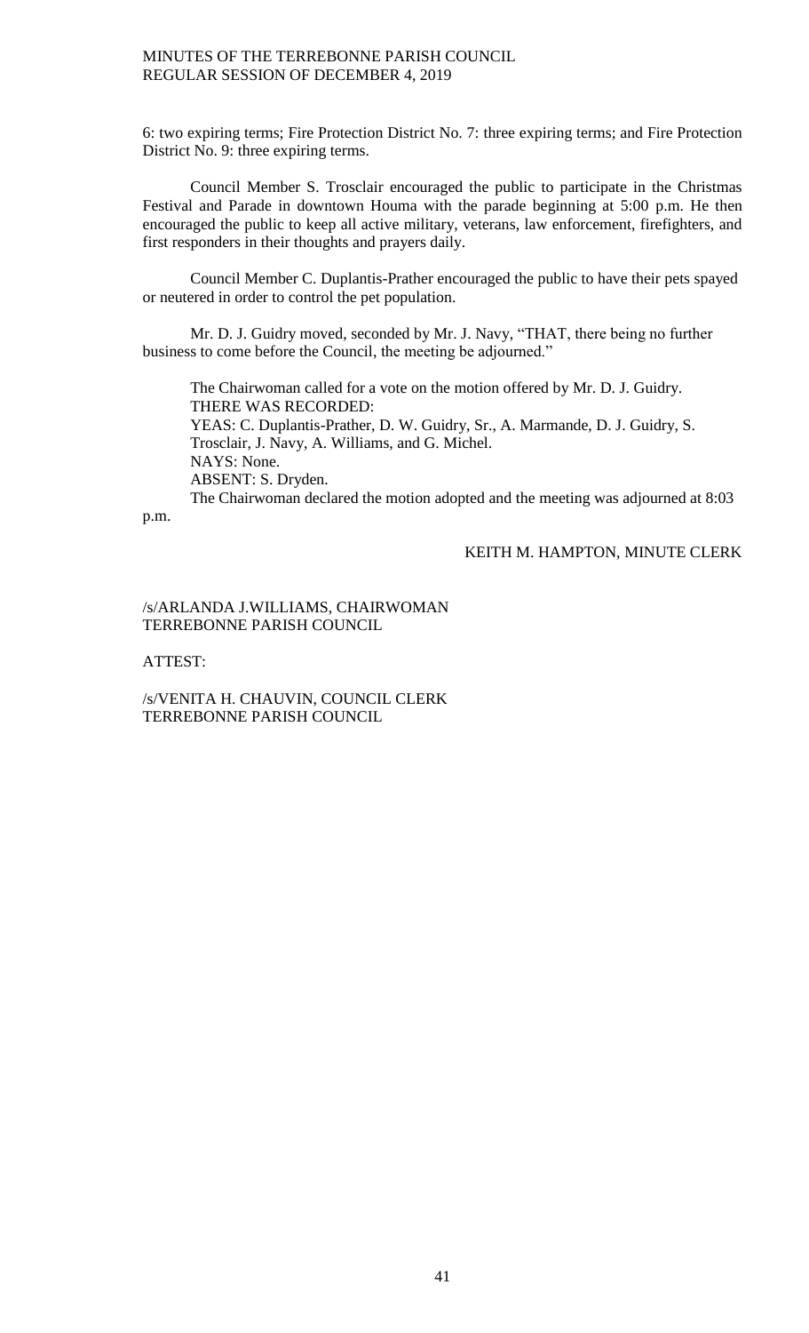6: two expiring terms; Fire Protection District No. 7: three expiring terms; and Fire Protection District No. 9: three expiring terms.

Council Member S. Trosclair encouraged the public to participate in the Christmas Festival and Parade in downtown Houma with the parade beginning at 5:00 p.m. He then encouraged the public to keep all active military, veterans, law enforcement, firefighters, and first responders in their thoughts and prayers daily.

Council Member C. Duplantis-Prather encouraged the public to have their pets spayed or neutered in order to control the pet population.

Mr. D. J. Guidry moved, seconded by Mr. J. Navy, "THAT, there being no further business to come before the Council, the meeting be adjourned."

The Chairwoman called for a vote on the motion offered by Mr. D. J. Guidry.
THERE WAS RECORDED:
YEAS: C. Duplantis-Prather, D. W. Guidry, Sr., A. Marmande, D. J. Guidry, S. Trosclair, J. Navy, A. Williams, and G. Michel.
NAYS: None.
ABSENT: S. Dryden.
The Chairwoman declared the motion adopted and the meeting was adjourned at 8:03 p.m.

KEITH M. HAMPTON, MINUTE CLERK

/s/ARLANDA J.WILLIAMS, CHAIRWOMAN
TERREBONNE PARISH COUNCIL

ATTEST:

/s/VENITA H. CHAUVIN, COUNCIL CLERK
TERREBONNE PARISH COUNCIL